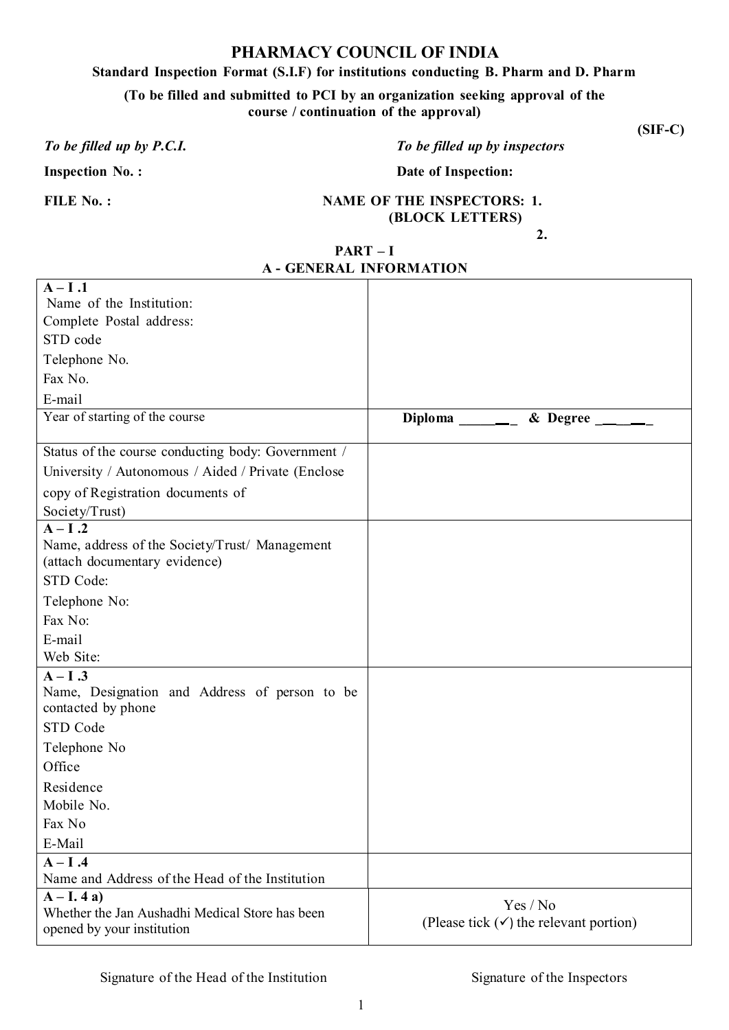# PHARMACY COUNCIL OF INDIA

**Standard Inspection Format (S.I.F) for institutions conducting B. Pharm and D. Pharm**

**(To be filled and submitted to PCI by an organization seeking approval of the course / continuation of the approval)**

**(SIF-C)**

*To be filled up by P.C.I.*

**Inspection No. :**

**FILE No. :**

*To be filled up by inspectors*

**Date of Inspection:**

**NAME OF THE INSPECTORS: 1.**
**(BLOCK LETTERS)**
**2.**

## PART – I

## A - GENERAL INFORMATION

| | |
|---|---|
| **A – I .1**<br>Name of the Institution:<br>Complete Postal address:<br>STD code<br>Telephone No.<br>Fax No.<br>E-mail | |
| Year of starting of the course | **Diploma _______ & Degree _______** |
| Status of the course conducting body: Government / University / Autonomous / Aided / Private (Enclose copy of Registration documents of Society/Trust) | |
| **A – I .2**<br>Name, address of the Society/Trust/ Management (attach documentary evidence)<br>STD Code:<br>Telephone No:<br>Fax No:<br>E-mail<br>Web Site: | |
| **A – I .3**<br>Name, Designation and Address of person to be contacted by phone<br>STD Code<br>Telephone No<br>Office<br>Residence<br>Mobile No.<br>Fax No<br>E-Mail | |
| **A – I .4**<br>Name and Address of the Head of the Institution | |
| **A – I. 4 a)**<br>Whether the Jan Aushadhi Medical Store has been opened by your institution | Yes / No<br>(Please tick (✓) the relevant portion) |

Signature of the Head of the Institution

Signature of the Inspectors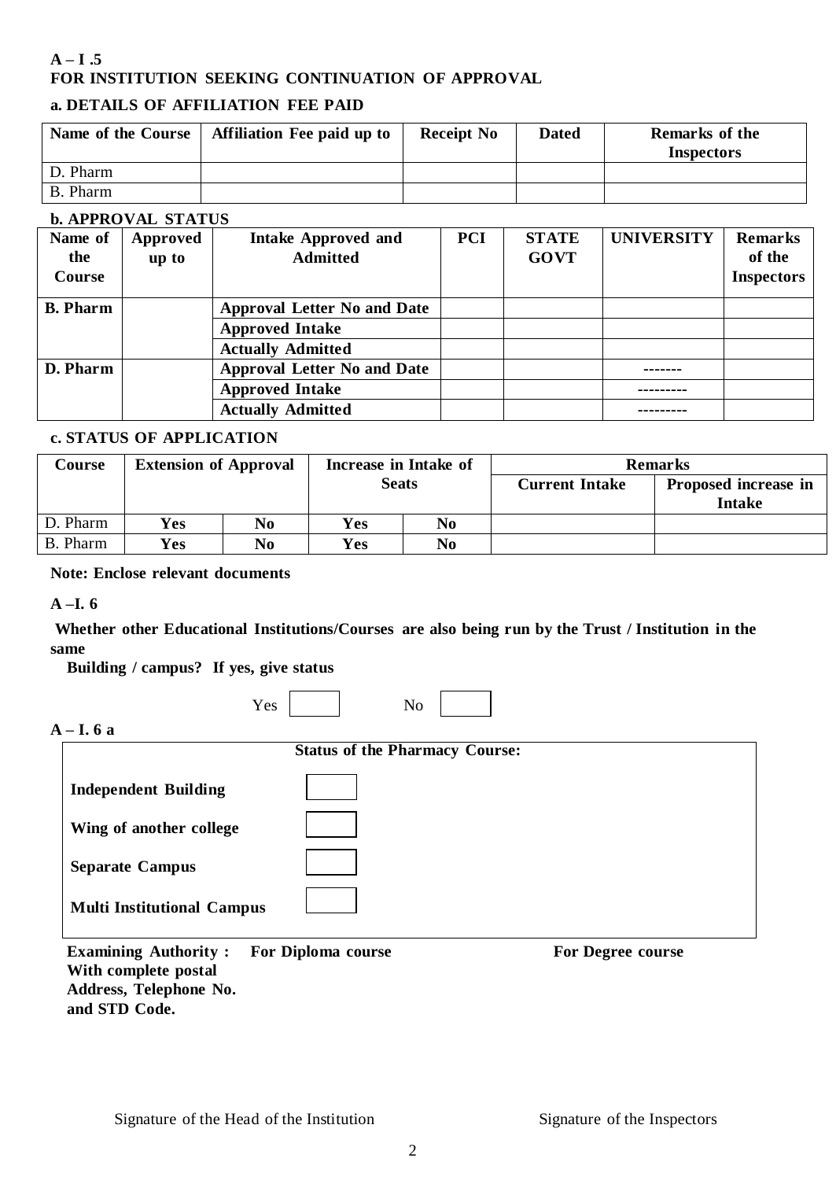**A – I .5**
**FOR INSTITUTION SEEKING CONTINUATION OF APPROVAL**

**a. DETAILS OF AFFILIATION FEE PAID**

| Name of the Course | Affiliation Fee paid up to | Receipt No | Dated | Remarks of the Inspectors |
|---|---|---|---|---|
| D. Pharm | | | | |
| B. Pharm | | | | |

**b. APPROVAL STATUS**

| Name of the Course | Approved up to | Intake Approved and Admitted | PCI | STATE GOVT | UNIVERSITY | Remarks of the Inspectors |
|---|---|---|---|---|---|---|
| **B. Pharm** | | **Approval Letter No and Date** | | | | |
| | | **Approved Intake** | | | | |
| | | **Actually Admitted** | | | | |
| **D. Pharm** | | **Approval Letter No and Date** | | | ------- | |
| | | **Approved Intake** | | | --------- | |
| | | **Actually Admitted** | | | --------- | |

**c. STATUS OF APPLICATION**

| Course | Extension of Approval | | Increase in Intake of Seats | | Remarks | |
|---|---|---|---|---|---|---|
| | | | | | Current Intake | Proposed increase in Intake |
| D. Pharm | Yes | No | Yes | No | | |
| B. Pharm | Yes | No | Yes | No | | |

**Note: Enclose relevant documents**

**A –I. 6**

**Whether other Educational Institutions/Courses are also being run by the Trust / Institution in the same Building / campus? If yes, give status**

Yes ☐ No ☐

**A – I. 6 a**

**Status of the Pharmacy Course:**

**Independent Building** ☐

**Wing of another college** ☐

**Separate Campus** ☐

**Multi Institutional Campus** ☐

**Examining Authority : With complete postal Address, Telephone No. and STD Code.** **For Diploma course** **For Degree course**

Signature of the Head of the Institution Signature of the Inspectors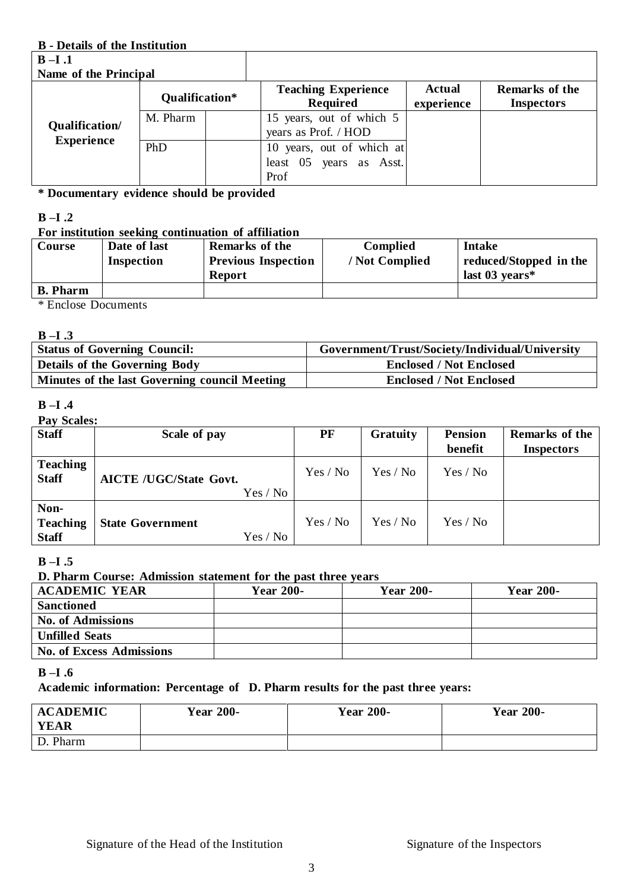**B - Details of the Institution**

| B –I .1<br>Name of the Principal | | | | | |
|---|---|---|---|---|---|
| | **Qualification*** | | **Teaching Experience Required** | **Actual experience** | **Remarks of the Inspectors** |
| **Qualification/ Experience** | M. Pharm | | 15 years, out of which 5 years as Prof. / HOD | | |
| | PhD | | 10 years, out of which at least 05 years as Asst. Prof | | |

**\* Documentary evidence should be provided**

**B –I .2**

**For institution seeking continuation of affiliation**

| Course | Date of last Inspection | Remarks of the Previous Inspection Report | Complied / Not Complied | Intake reduced/Stopped in the last 03 years* |
|---|---|---|---|---|
| **B. Pharm** | | | | |

\* Enclose Documents

**B –I .3**

| Status of Governing Council: | Government/Trust/Society/Individual/University |
|---|---|
| **Details of the Governing Body** | **Enclosed / Not Enclosed** |
| **Minutes of the last Governing council Meeting** | **Enclosed / Not Enclosed** |

**B –I .4**

**Pay Scales:**

| Staff | Scale of pay | PF | Gratuity | Pension benefit | Remarks of the Inspectors |
|---|---|---|---|---|---|
| **Teaching Staff** | **AICTE /UGC/State Govt.** Yes / No | Yes / No | Yes / No | Yes / No | |
| **Non-Teaching Staff** | **State Government** Yes / No | Yes / No | Yes / No | Yes / No | |

**B –I .5**

**D. Pharm Course: Admission statement for the past three years**

| ACADEMIC YEAR | Year 200- | Year 200- | Year 200- |
|---|---|---|---|
| **Sanctioned** | | | |
| **No. of Admissions** | | | |
| **Unfilled Seats** | | | |
| **No. of Excess Admissions** | | | |

**B –I .6**

**Academic information: Percentage of D. Pharm results for the past three years:**

| ACADEMIC YEAR | Year 200- | Year 200- | Year 200- |
|---|---|---|---|
| D. Pharm | | | |

Signature of the Head of the Institution Signature of the Inspectors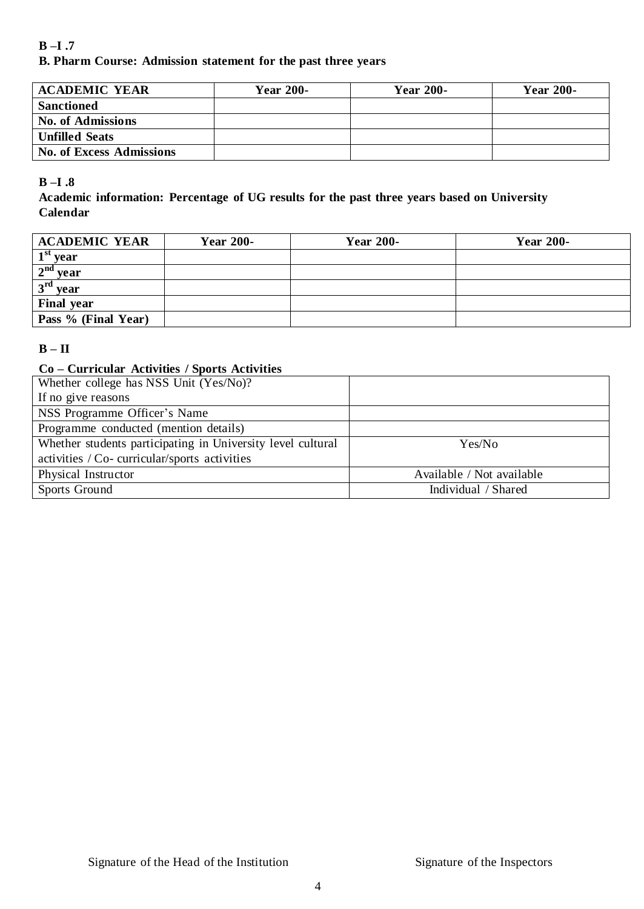**B –I .7**

**B. Pharm Course: Admission statement for the past three years**

| **ACADEMIC YEAR** | **Year 200-** | **Year 200-** | **Year 200-** |
|---|---|---|---|
| **Sanctioned** | | | |
| **No. of Admissions** | | | |
| **Unfilled Seats** | | | |
| **No. of Excess Admissions** | | | |

**B –I .8**

**Academic information: Percentage of UG results for the past three years based on University Calendar**

| **ACADEMIC YEAR** | **Year 200-** | **Year 200-** | **Year 200-** |
|---|---|---|---|
| **1st year** | | | |
| **2nd year** | | | |
| **3rd year** | | | |
| **Final year** | | | |
| **Pass % (Final Year)** | | | |

**B – II**

**Co – Curricular Activities / Sports Activities**

| | |
|---|---|
| Whether college has NSS Unit (Yes/No)? If no give reasons | |
| NSS Programme Officer's Name | |
| Programme conducted (mention details) | |
| Whether students participating in University level cultural activities / Co- curricular/sports activities | Yes/No |
| Physical Instructor | Available / Not available |
| Sports Ground | Individual / Shared |

Signature of the Head of the Institution　　　　　　　　Signature of the Inspectors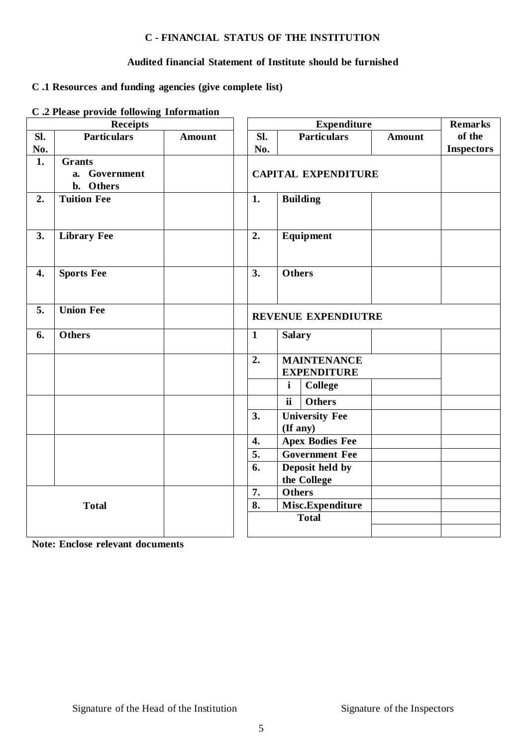## C - FINANCIAL STATUS OF THE INSTITUTION

**Audited financial Statement of Institute should be furnished**

**C .1 Resources and funding agencies (give complete list)**

**C .2 Please provide following Information**

| Receipts | | | Expenditure | | | Remarks of the Inspectors |
|---|---|---|---|---|---|---|
| **Sl. No.** | **Particulars** | **Amount** | **Sl. No.** | **Particulars** | **Amount** | |
| **1.** | **Grants**<br>**a. Government**<br>**b. Others** | | | **CAPITAL EXPENDITURE** | | |
| **2.** | **Tuition Fee** | | **1.** | **Building** | | |
| **3.** | **Library Fee** | | **2.** | **Equipment** | | |
| **4.** | **Sports Fee** | | **3.** | **Others** | | |
| **5.** | **Union Fee** | | | **REVENUE EXPENDIUTRE** | | |
| **6.** | **Others** | | **1** | **Salary** | | |
| | | | **2.** | **MAINTENANCE EXPENDITURE** | | |
| | | | | **i College** | | |
| | | | | **ii Others** | | |
| | | | **3.** | **University Fee (If any)** | | |
| | | | **4.** | **Apex Bodies Fee** | | |
| | | | **5.** | **Government Fee** | | |
| | | | **6.** | **Deposit held by the College** | | |
| | | | **7.** | **Others** | | |
| | **Total** | | **8.** | **Misc.Expenditure** | | |
| | | | | **Total** | | |

**Note: Enclose relevant documents**

Signature of the Head of the Institution &emsp;&emsp;&emsp;&emsp; Signature of the Inspectors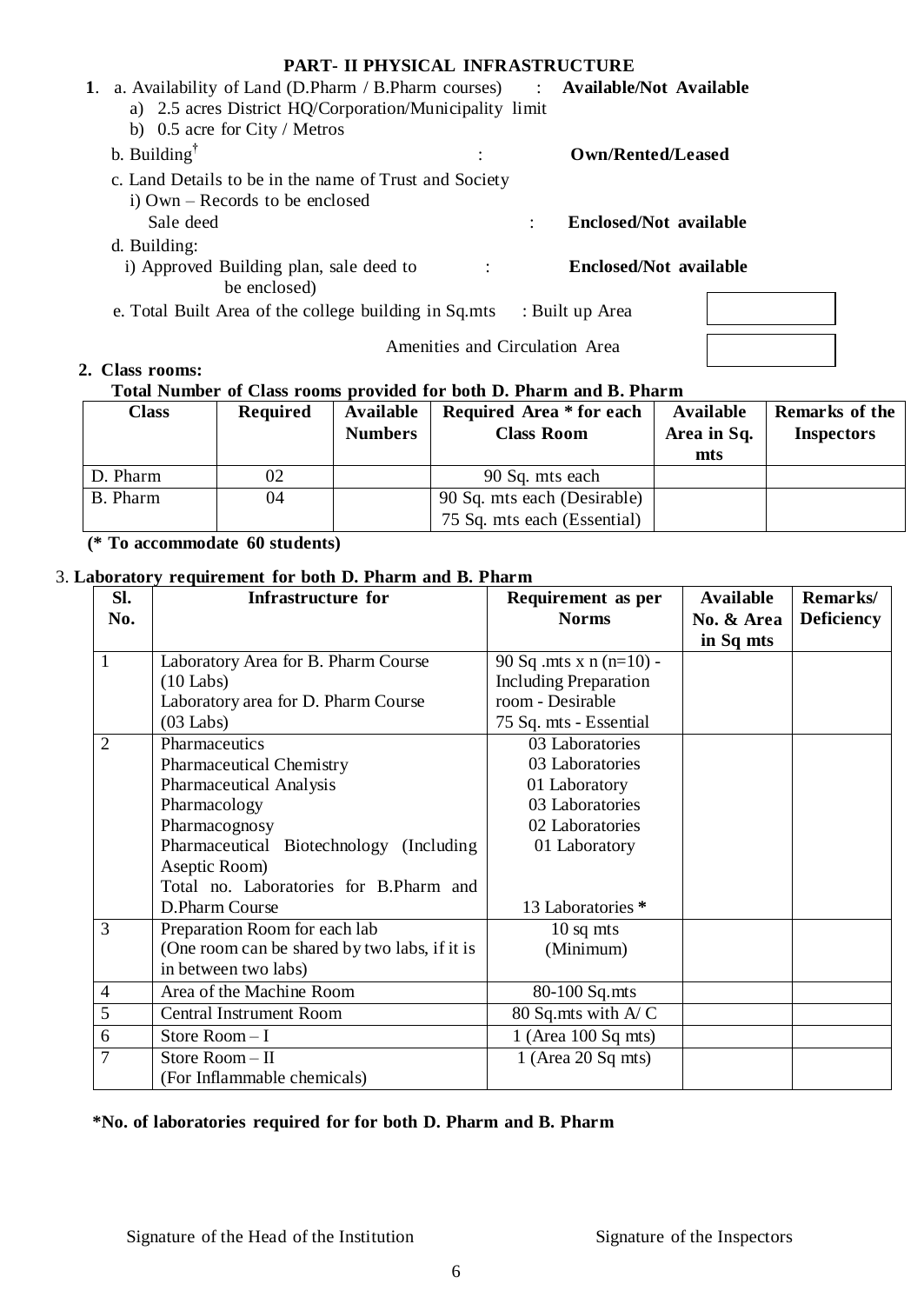## PART- II PHYSICAL INFRASTRUCTURE

**1**. a. Availability of Land (D.Pharm / B.Pharm courses) : **Available/Not Available**

a) 2.5 acres District HQ/Corporation/Municipality limit

b) 0.5 acre for City / Metros

b. Building[†] : **Own/Rented/Leased**

c. Land Details to be in the name of Trust and Society

i) Own – Records to be enclosed

Sale deed : **Enclosed/Not available**

d. Building:

i) Approved Building plan, sale deed to be enclosed) : **Enclosed/Not available**

e. Total Built Area of the college building in Sq.mts : Built up Area [ ]

Amenities and Circulation Area [ ]

**2. Class rooms:**

**Total Number of Class rooms provided for both D. Pharm and B. Pharm**

| Class | Required | Available Numbers | Required Area * for each Class Room | Available Area in Sq. mts | Remarks of the Inspectors |
|---|---|---|---|---|---|
| D. Pharm | 02 | | 90 Sq. mts each | | |
| B. Pharm | 04 | | 90 Sq. mts each (Desirable)<br>75 Sq. mts each (Essential) | | |

**(* To accommodate 60 students)**

3. **Laboratory requirement for both D. Pharm and B. Pharm**

| Sl. No. | Infrastructure for | Requirement as per Norms | Available No. & Area in Sq mts | Remarks/ Deficiency |
|---|---|---|---|---|
| 1 | Laboratory Area for B. Pharm Course (10 Labs)<br>Laboratory area for D. Pharm Course (03 Labs) | 90 Sq .mts x n (n=10) - Including Preparation room - Desirable<br>75 Sq. mts - Essential | | |
| 2 | Pharmaceutics<br>Pharmaceutical Chemistry<br>Pharmaceutical Analysis<br>Pharmacology<br>Pharmacognosy<br>Pharmaceutical Biotechnology (Including Aseptic Room)<br>Total no. Laboratories for B.Pharm and D.Pharm Course | 03 Laboratories<br>03 Laboratories<br>01 Laboratory<br>03 Laboratories<br>02 Laboratories<br>01 Laboratory<br><br>13 Laboratories **\*** | | |
| 3 | Preparation Room for each lab (One room can be shared by two labs, if it is in between two labs) | 10 sq mts (Minimum) | | |
| 4 | Area of the Machine Room | 80-100 Sq.mts | | |
| 5 | Central Instrument Room | 80 Sq.mts with A/ C | | |
| 6 | Store Room – I | 1 (Area 100 Sq mts) | | |
| 7 | Store Room – II (For Inflammable chemicals) | 1 (Area 20 Sq mts) | | |

**\*No. of laboratories required for for both D. Pharm and B. Pharm**

Signature of the Head of the Institution

Signature of the Inspectors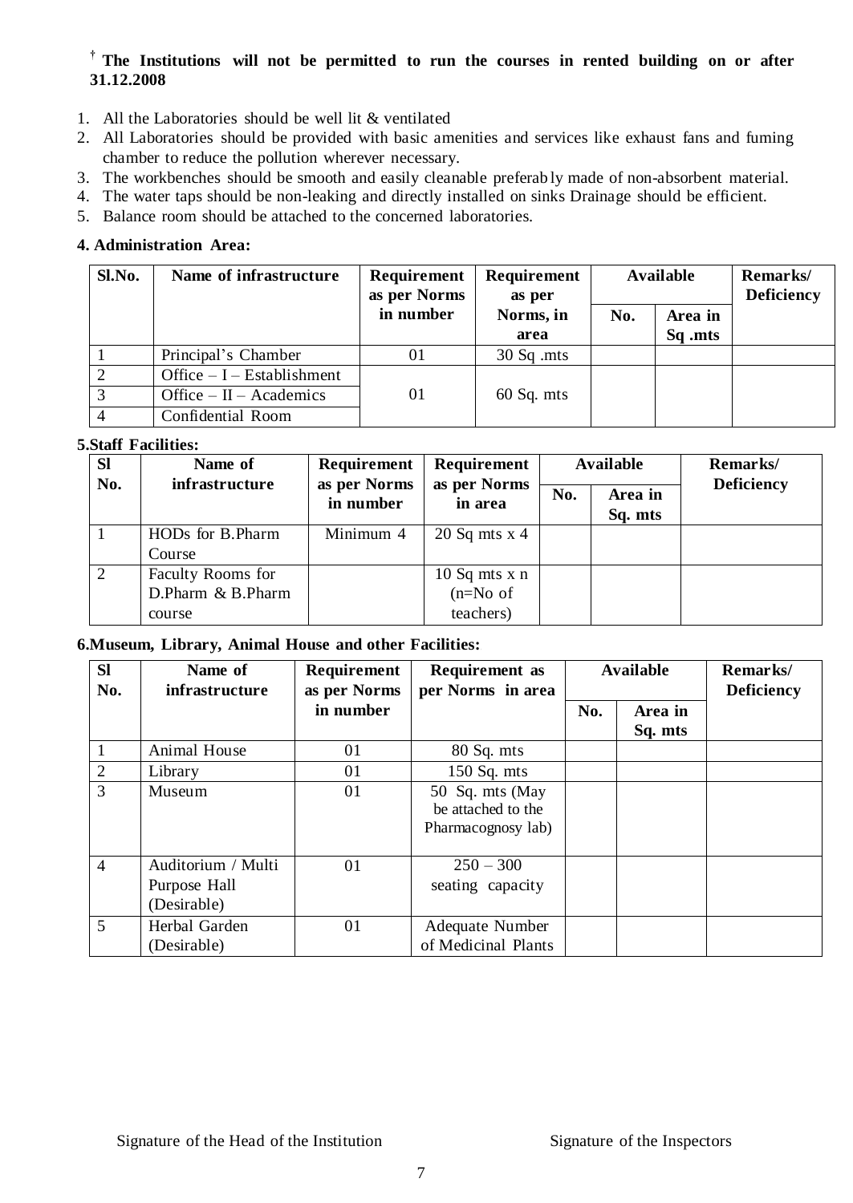**† The Institutions will not be permitted to run the courses in rented building on or after 31.12.2008**

1. All the Laboratories should be well lit & ventilated
2. All Laboratories should be provided with basic amenities and services like exhaust fans and fuming chamber to reduce the pollution wherever necessary.
3. The workbenches should be smooth and easily cleanable preferably made of non-absorbent material.
4. The water taps should be non-leaking and directly installed on sinks Drainage should be efficient.
5. Balance room should be attached to the concerned laboratories.

**4. Administration Area:**

| Sl.No. | Name of infrastructure | Requirement as per Norms in number | Requirement as per Norms, in area | Available | | Remarks/ Deficiency |
|---|---|---|---|---|---|---|
| | | | | No. | Area in Sq .mts | |
| 1 | Principal's Chamber | 01 | 30 Sq .mts | | | |
| 2 | Office – I – Establishment | 01 | 60 Sq. mts | | | |
| 3 | Office – II – Academics | | | | | |
| 4 | Confidential Room | | | | | |

**5.Staff Facilities:**

| Sl No. | Name of infrastructure | Requirement as per Norms in number | Requirement as per Norms in area | Available | | Remarks/ Deficiency |
|---|---|---|---|---|---|---|
| | | | | No. | Area in Sq. mts | |
| 1 | HODs for B.Pharm Course | Minimum 4 | 20 Sq mts x 4 | | | |
| 2 | Faculty Rooms for D.Pharm & B.Pharm course | | 10 Sq mts x n (n=No of teachers) | | | |

**6.Museum, Library, Animal House and other Facilities:**

| Sl No. | Name of infrastructure | Requirement as per Norms in number | Requirement as per Norms in area | Available | | Remarks/ Deficiency |
|---|---|---|---|---|---|---|
| | | | | No. | Area in Sq. mts | |
| 1 | Animal House | 01 | 80 Sq. mts | | | |
| 2 | Library | 01 | 150 Sq. mts | | | |
| 3 | Museum | 01 | 50 Sq. mts (May be attached to the Pharmacognosy lab) | | | |
| 4 | Auditorium / Multi Purpose Hall (Desirable) | 01 | 250 – 300 seating capacity | | | |
| 5 | Herbal Garden (Desirable) | 01 | Adequate Number of Medicinal Plants | | | |

Signature of the Head of the Institution Signature of the Inspectors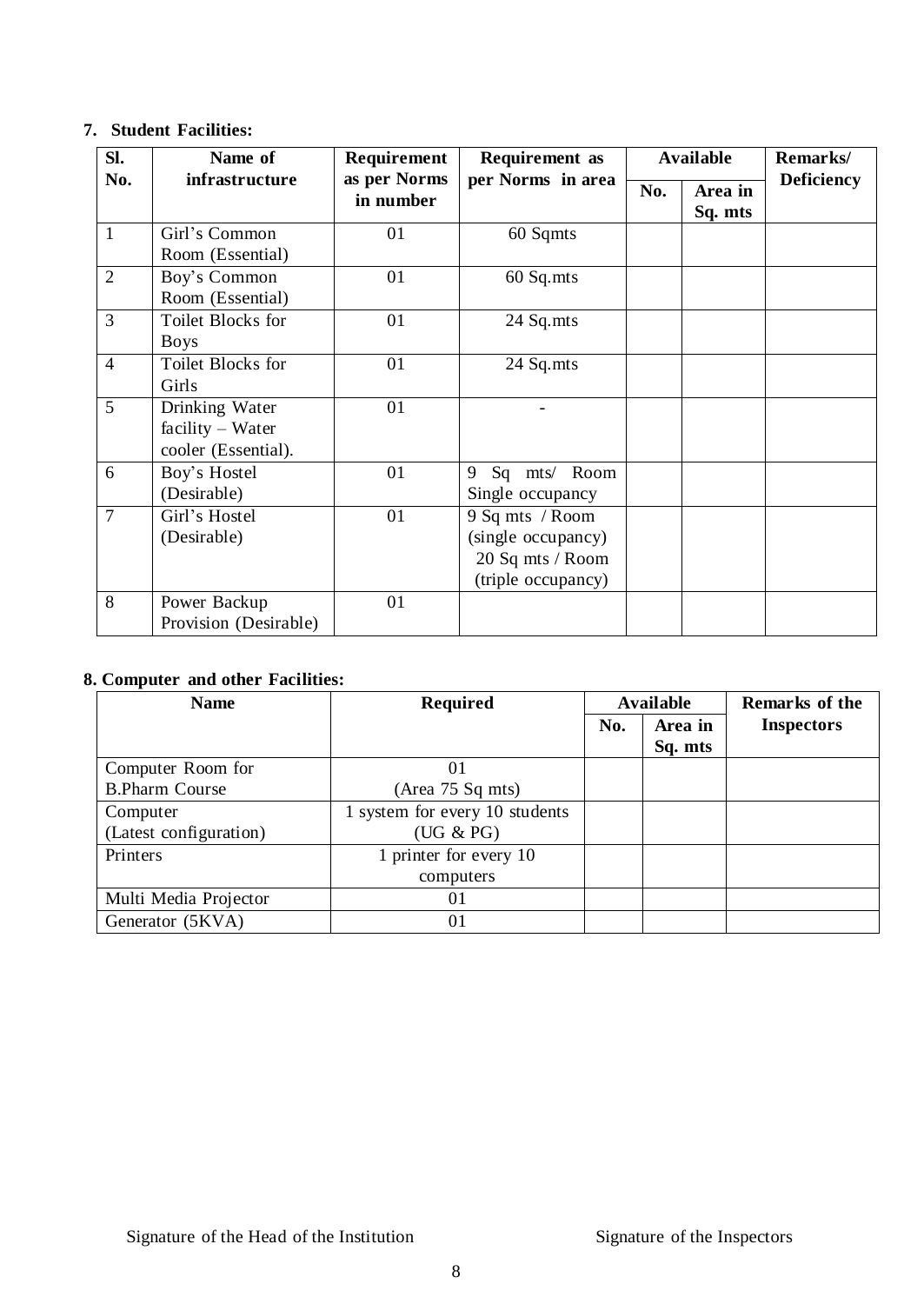**7. Student Facilities:**

| Sl. No. | Name of infrastructure | Requirement as per Norms in number | Requirement as per Norms in area | Available | | Remarks/ Deficiency |
|---|---|---|---|---|---|---|
| | | | | No. | Area in Sq. mts | |
| 1 | Girl's Common Room (Essential) | 01 | 60 Sqmts | | | |
| 2 | Boy's Common Room (Essential) | 01 | 60 Sq.mts | | | |
| 3 | Toilet Blocks for Boys | 01 | 24 Sq.mts | | | |
| 4 | Toilet Blocks for Girls | 01 | 24 Sq.mts | | | |
| 5 | Drinking Water facility – Water cooler (Essential). | 01 | - | | | |
| 6 | Boy's Hostel (Desirable) | 01 | 9 Sq mts/ Room Single occupancy | | | |
| 7 | Girl's Hostel (Desirable) | 01 | 9 Sq mts / Room (single occupancy) 20 Sq mts / Room (triple occupancy) | | | |
| 8 | Power Backup Provision (Desirable) | 01 | | | | |

**8. Computer and other Facilities:**

| Name | Required | Available | | Remarks of the Inspectors |
|---|---|---|---|---|
| | | No. | Area in Sq. mts | |
| Computer Room for B.Pharm Course | 01 (Area 75 Sq mts) | | | |
| Computer (Latest configuration) | 1 system for every 10 students (UG & PG) | | | |
| Printers | 1 printer for every 10 computers | | | |
| Multi Media Projector | 01 | | | |
| Generator (5KVA) | 01 | | | |

Signature of the Head of the Institution

Signature of the Inspectors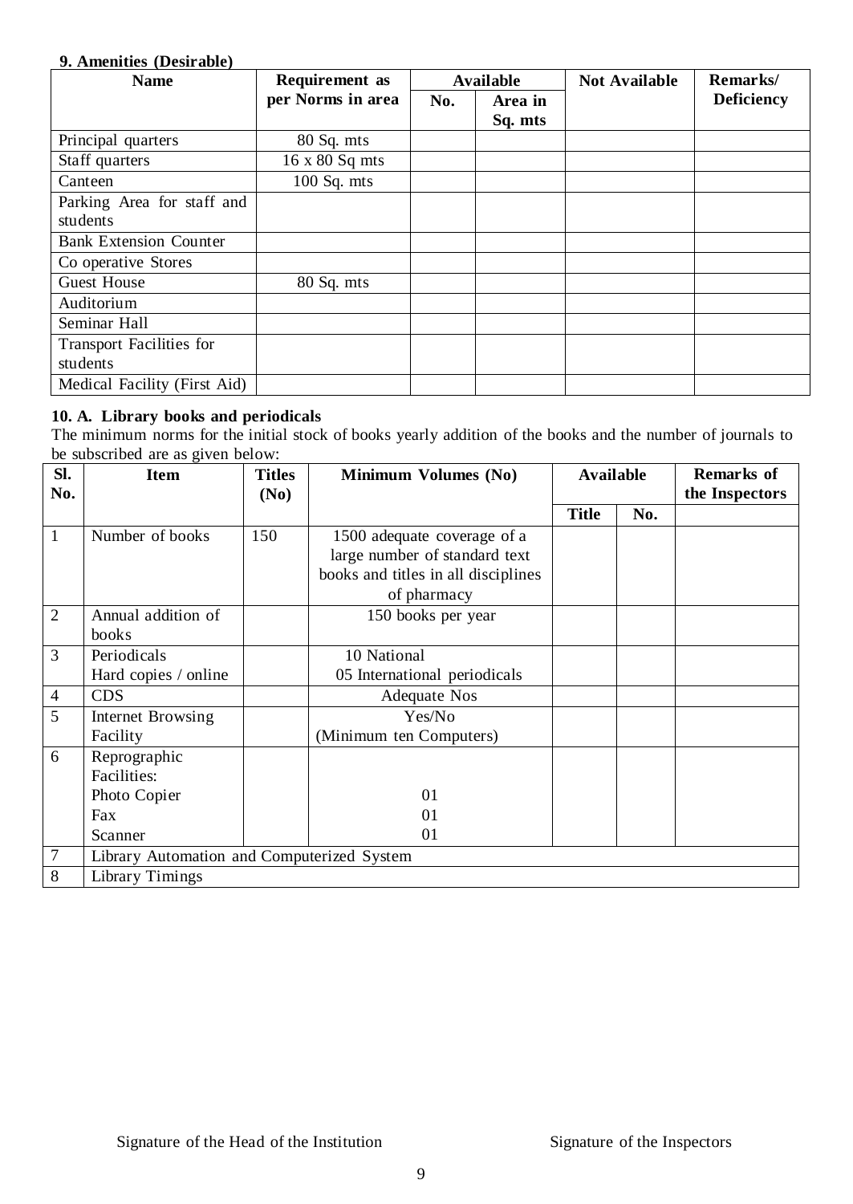### 9. Amenities (Desirable)

| Name | Requirement as per Norms in area | Available | | Not Available | Remarks/ Deficiency |
|---|---|---|---|---|---|
| | | No. | Area in Sq. mts | | |
| Principal quarters | 80 Sq. mts | | | | |
| Staff quarters | 16 x 80 Sq mts | | | | |
| Canteen | 100 Sq. mts | | | | |
| Parking Area for staff and students | | | | | |
| Bank Extension Counter | | | | | |
| Co operative Stores | | | | | |
| Guest House | 80 Sq. mts | | | | |
| Auditorium | | | | | |
| Seminar Hall | | | | | |
| Transport Facilities for students | | | | | |
| Medical Facility (First Aid) | | | | | |

### 10. A. Library books and periodicals

The minimum norms for the initial stock of books yearly addition of the books and the number of journals to be subscribed are as given below:

| Sl. No. | Item | Titles (No) | Minimum Volumes (No) | Available | | Remarks of the Inspectors |
|---|---|---|---|---|---|---|
| | | | | Title | No. | |
| 1 | Number of books | 150 | 1500 adequate coverage of a large number of standard text books and titles in all disciplines of pharmacy | | | |
| 2 | Annual addition of books | | 150 books per year | | | |
| 3 | Periodicals<br>Hard copies / online | | 10 National<br>05 International periodicals | | | |
| 4 | CDS | | Adequate Nos | | | |
| 5 | Internet Browsing Facility | | Yes/No<br>(Minimum ten Computers) | | | |
| 6 | Reprographic Facilities:<br>Photo Copier<br>Fax<br>Scanner | | <br>01<br>01<br>01 | | | |
| 7 | Library Automation and Computerized System | | | | | |
| 8 | Library Timings | | | | | |

Signature of the Head of the Institution　　　　　　　　Signature of the Inspectors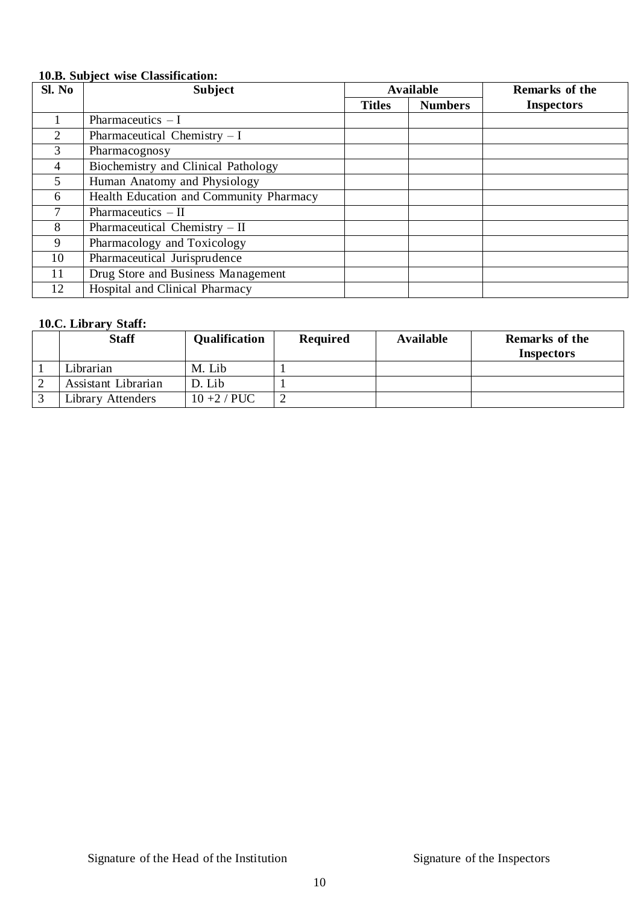**10.B. Subject wise Classification:**

| Sl. No | Subject | Available | | Remarks of the Inspectors |
|---|---|---|---|---|
| | | Titles | Numbers | |
| 1 | Pharmaceutics – I | | | |
| 2 | Pharmaceutical Chemistry – I | | | |
| 3 | Pharmacognosy | | | |
| 4 | Biochemistry and Clinical Pathology | | | |
| 5 | Human Anatomy and Physiology | | | |
| 6 | Health Education and Community Pharmacy | | | |
| 7 | Pharmaceutics – II | | | |
| 8 | Pharmaceutical Chemistry – II | | | |
| 9 | Pharmacology and Toxicology | | | |
| 10 | Pharmaceutical Jurisprudence | | | |
| 11 | Drug Store and Business Management | | | |
| 12 | Hospital and Clinical Pharmacy | | | |

**10.C. Library Staff:**

| | Staff | Qualification | Required | Available | Remarks of the Inspectors |
|---|---|---|---|---|---|
| 1 | Librarian | M. Lib | 1 | | |
| 2 | Assistant Librarian | D. Lib | 1 | | |
| 3 | Library Attenders | 10 +2 / PUC | 2 | | |

Signature of the Head of the Institution Signature of the Inspectors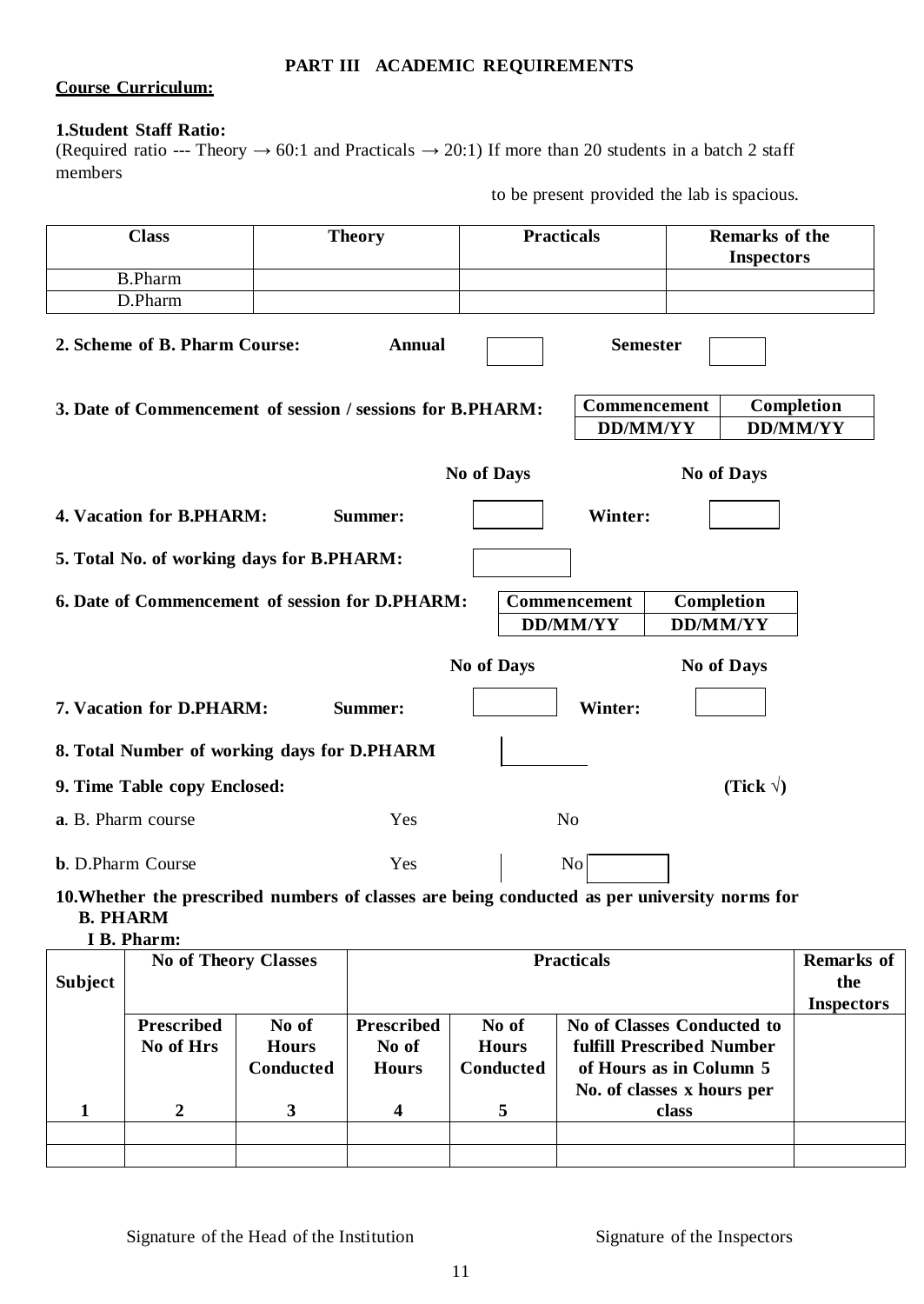## PART III ACADEMIC REQUIREMENTS

**Course Curriculum:**

**1.Student Staff Ratio:**

(Required ratio --- Theory → 60:1 and Practicals → 20:1) If more than 20 students in a batch 2 staff members to be present provided the lab is spacious.

| Class | Theory | Practicals | Remarks of the Inspectors |
|---|---|---|---|
| B.Pharm | | | |
| D.Pharm | | | |

**2. Scheme of B. Pharm Course:** **Annual** ☐ **Semester** ☐

**3. Date of Commencement of session / sessions for B.PHARM:**

| Commencement | Completion |
|---|---|
| DD/MM/YY | DD/MM/YY |

| | No of Days | | No of Days |
|---|---|---|---|
| **4. Vacation for B.PHARM: Summer:** | ☐ | **Winter:** | ☐ |

**5. Total No. of working days for B.PHARM:** ☐

**6. Date of Commencement of session for D.PHARM:**

| Commencement | Completion |
|---|---|
| DD/MM/YY | DD/MM/YY |

| | No of Days | | No of Days |
|---|---|---|---|
| **7. Vacation for D.PHARM: Summer:** | ☐ | **Winter:** | ☐ |

**8. Total Number of working days for D.PHARM** ☐

**9. Time Table copy Enclosed:** **(Tick √)**

**a**. B. Pharm course Yes No

**b**. D.Pharm Course Yes No ☐

**10.Whether the prescribed numbers of classes are being conducted as per university norms for B. PHARM**

**I B. Pharm:**

| Subject | No of Theory Classes | | Practicals | | | Remarks of the Inspectors |
|---|---|---|---|---|---|---|
| | Prescribed No of Hrs | No of Hours Conducted | Prescribed No of Hours | No of Hours Conducted | No of Classes Conducted to fulfill Prescribed Number of Hours as in Column 5 No. of classes x hours per class | |
| 1 | 2 | 3 | 4 | 5 | | |
| | | | | | | |
| | | | | | | |

Signature of the Head of the Institution　　　　　　Signature of the Inspectors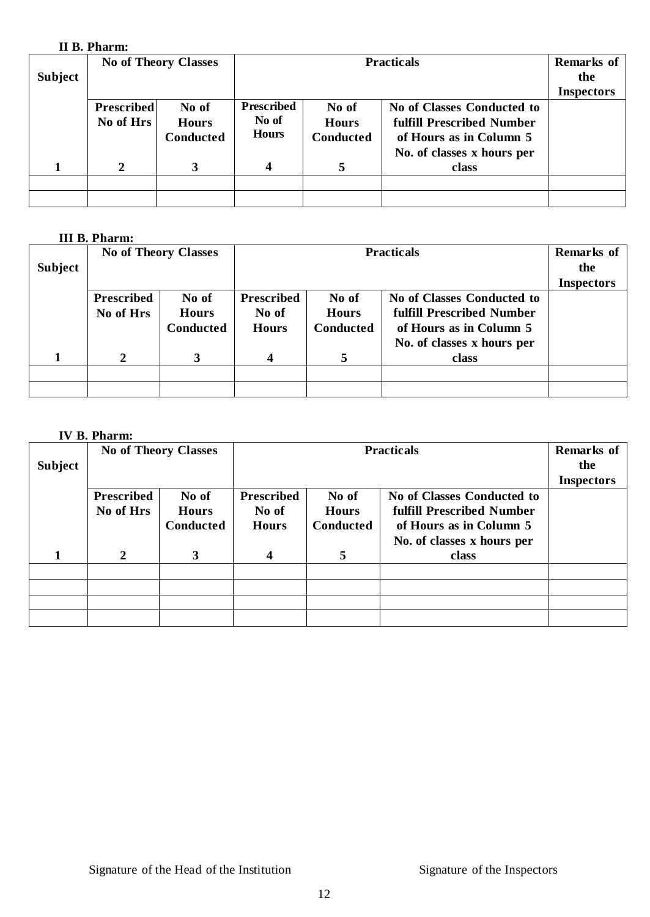**II B. Pharm:**

| Subject | No of Theory Classes | | Practicals | | | Remarks of the Inspectors |
|---|---|---|---|---|---|---|
| | Prescribed No of Hrs | No of Hours Conducted | Prescribed No of Hours | No of Hours Conducted | No of Classes Conducted to fulfill Prescribed Number of Hours as in Column 5 No. of classes x hours per class | |
| 1 | 2 | 3 | 4 | 5 | | |
| | | | | | | |
| | | | | | | |

**III B. Pharm:**

| Subject | No of Theory Classes | | Practicals | | | Remarks of the Inspectors |
|---|---|---|---|---|---|---|
| | Prescribed No of Hrs | No of Hours Conducted | Prescribed No of Hours | No of Hours Conducted | No of Classes Conducted to fulfill Prescribed Number of Hours as in Column 5 No. of classes x hours per class | |
| 1 | 2 | 3 | 4 | 5 | | |
| | | | | | | |
| | | | | | | |

**IV B. Pharm:**

| Subject | No of Theory Classes | | Practicals | | | Remarks of the Inspectors |
|---|---|---|---|---|---|---|
| | Prescribed No of Hrs | No of Hours Conducted | Prescribed No of Hours | No of Hours Conducted | No of Classes Conducted to fulfill Prescribed Number of Hours as in Column 5 No. of classes x hours per class | |
| 1 | 2 | 3 | 4 | 5 | | |
| | | | | | | |
| | | | | | | |
| | | | | | | |
| | | | | | | |

Signature of the Head of the Institution                Signature of the Inspectors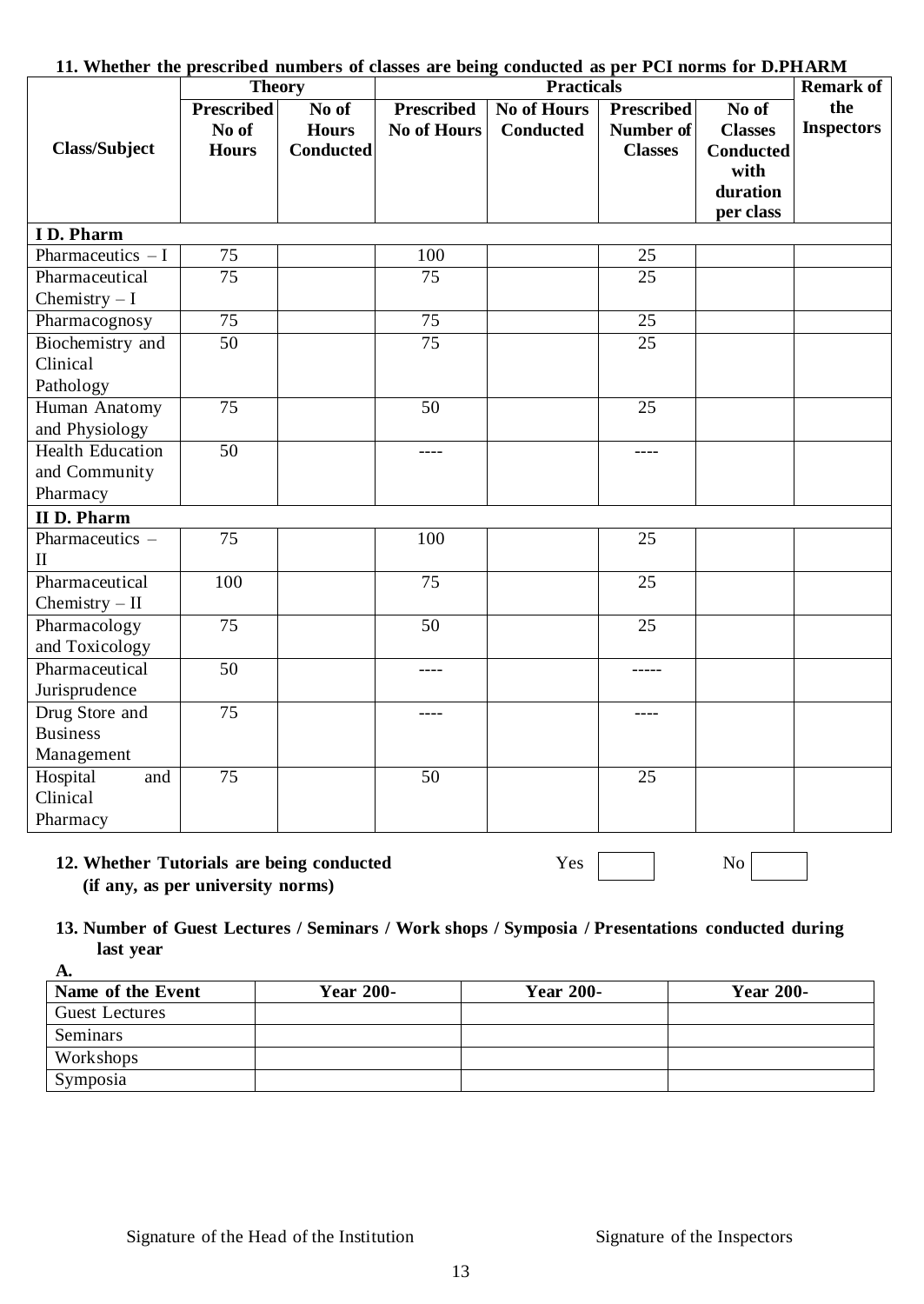**11. Whether the prescribed numbers of classes are being conducted as per PCI norms for D.PHARM**

| Class/Subject | Theory | | Practicals | | | | Remark of the Inspectors |
|---|---|---|---|---|---|---|---|
| | Prescribed No of Hours | No of Hours Conducted | Prescribed No of Hours | No of Hours Conducted | Prescribed Number of Classes | No of Classes Conducted with duration per class | |
| **I D. Pharm** | | | | | | | |
| Pharmaceutics – I | 75 | | 100 | | 25 | | |
| Pharmaceutical Chemistry – I | 75 | | 75 | | 25 | | |
| Pharmacognosy | 75 | | 75 | | 25 | | |
| Biochemistry and Clinical Pathology | 50 | | 75 | | 25 | | |
| Human Anatomy and Physiology | 75 | | 50 | | 25 | | |
| Health Education and Community Pharmacy | 50 | | ---- | | ---- | | |
| **II D. Pharm** | | | | | | | |
| Pharmaceutics – II | 75 | | 100 | | 25 | | |
| Pharmaceutical Chemistry – II | 100 | | 75 | | 25 | | |
| Pharmacology and Toxicology | 75 | | 50 | | 25 | | |
| Pharmaceutical Jurisprudence | 50 | | ---- | | ----- | | |
| Drug Store and Business Management | 75 | | ---- | | ---- | | |
| Hospital and Clinical Pharmacy | 75 | | 50 | | 25 | | |

**12. Whether Tutorials are being conducted (if any, as per university norms)** Yes [ ] No [ ]

**13. Number of Guest Lectures / Seminars / Work shops / Symposia / Presentations conducted during last year**

**A.**

| Name of the Event | Year 200- | Year 200- | Year 200- |
|---|---|---|---|
| Guest Lectures | | | |
| Seminars | | | |
| Workshops | | | |
| Symposia | | | |

Signature of the Head of the Institution Signature of the Inspectors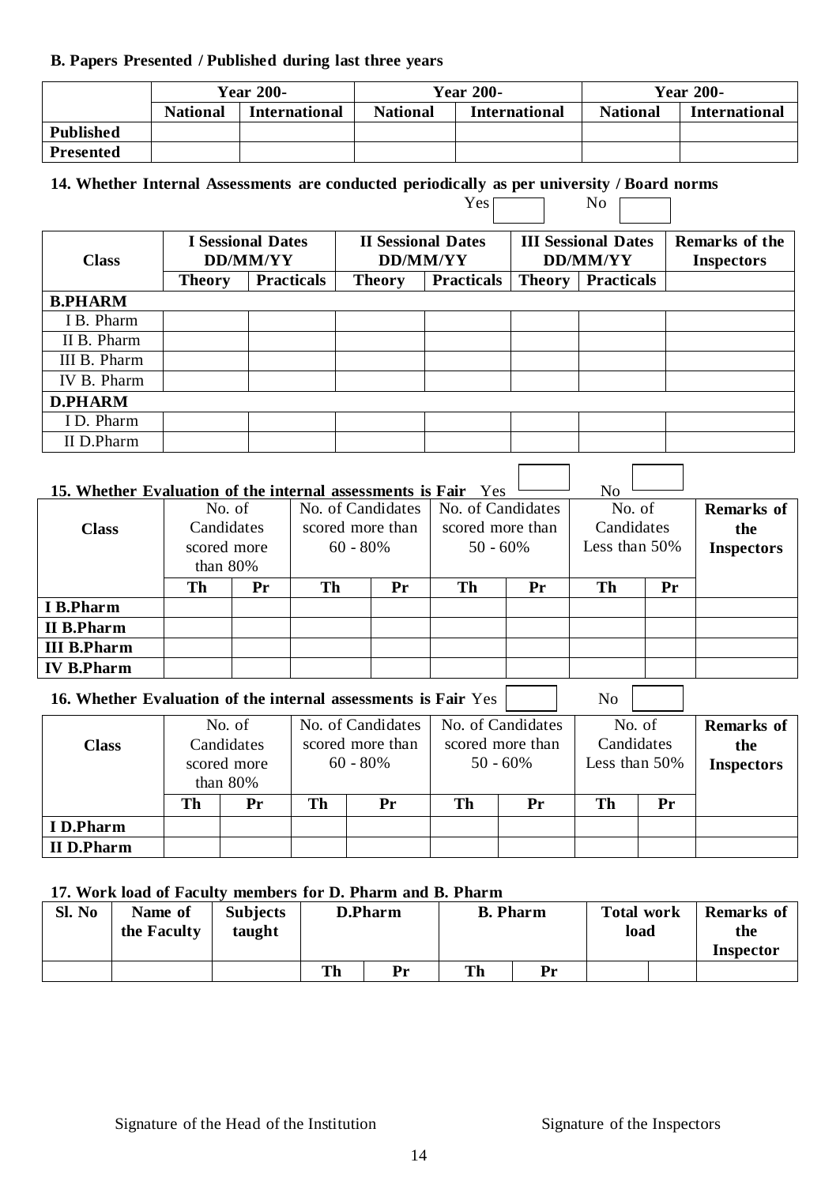**B. Papers Presented / Published during last three years**

| | Year 200- | | Year 200- | | Year 200- | |
|---|---|---|---|---|---|---|
| | **National** | **International** | **National** | **International** | **National** | **International** |
| **Published** | | | | | | |
| **Presented** | | | | | | |

**14. Whether Internal Assessments are conducted periodically as per university / Board norms**

Yes ☐ No ☐

| Class | I Sessional Dates DD/MM/YY | | II Sessional Dates DD/MM/YY | | III Sessional Dates DD/MM/YY | | Remarks of the Inspectors |
|---|---|---|---|---|---|---|---|
| | **Theory** | **Practicals** | **Theory** | **Practicals** | **Theory** | **Practicals** | |
| **B.PHARM** | | | | | | | |
| I B. Pharm | | | | | | | |
| II B. Pharm | | | | | | | |
| III B. Pharm | | | | | | | |
| IV B. Pharm | | | | | | | |
| **D.PHARM** | | | | | | | |
| I D. Pharm | | | | | | | |
| II D.Pharm | | | | | | | |

**15. Whether Evaluation of the internal assessments is Fair** Yes ☐ No ☐

| Class | No. of Candidates scored more than 80% | | No. of Candidates scored more than 60 - 80% | | No. of Candidates scored more than 50 - 60% | | No. of Candidates Less than 50% | | Remarks of the Inspectors |
|---|---|---|---|---|---|---|---|---|---|
| | **Th** | **Pr** | **Th** | **Pr** | **Th** | **Pr** | **Th** | **Pr** | |
| **I B.Pharm** | | | | | | | | | |
| **II B.Pharm** | | | | | | | | | |
| **III B.Pharm** | | | | | | | | | |
| **IV B.Pharm** | | | | | | | | | |

**16. Whether Evaluation of the internal assessments is Fair** Yes ☐ No ☐

| Class | No. of Candidates scored more than 80% | | No. of Candidates scored more than 60 - 80% | | No. of Candidates scored more than 50 - 60% | | No. of Candidates Less than 50% | | Remarks of the Inspectors |
|---|---|---|---|---|---|---|---|---|---|
| | **Th** | **Pr** | **Th** | **Pr** | **Th** | **Pr** | **Th** | **Pr** | |
| **I D.Pharm** | | | | | | | | | |
| **II D.Pharm** | | | | | | | | | |

**17. Work load of Faculty members for D. Pharm and B. Pharm**

| Sl. No | Name of the Faculty | Subjects taught | D.Pharm | | B. Pharm | | Total work load | | Remarks of the Inspector |
|---|---|---|---|---|---|---|---|---|---|
| | | | **Th** | **Pr** | **Th** | **Pr** | | | |

Signature of the Head of the Institution

Signature of the Inspectors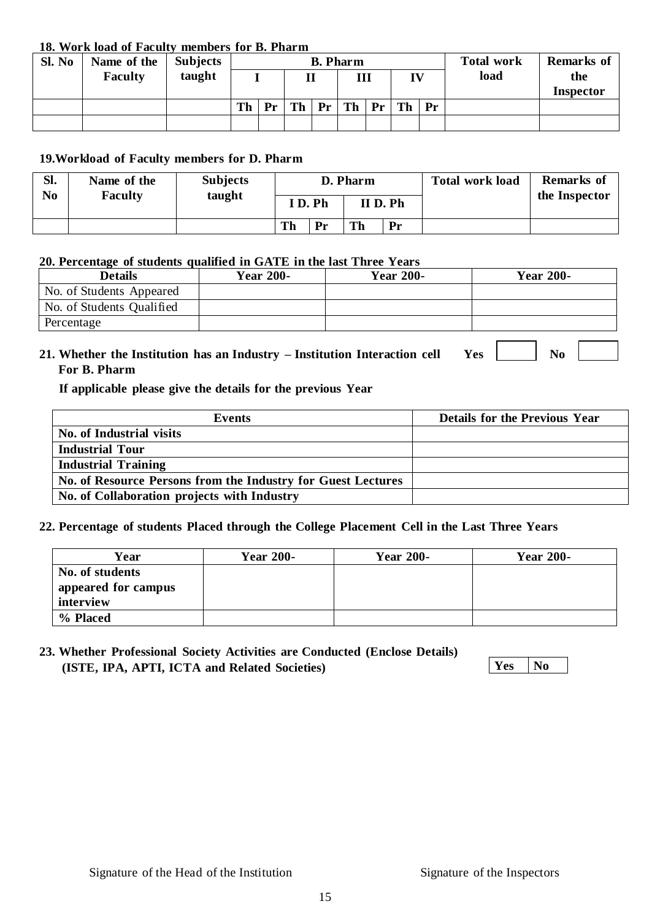**18. Work load of Faculty members for B. Pharm**

| Sl. No | Name of the Faculty | Subjects taught | B. Pharm | | | | | | | | Total work load | Remarks of the Inspector |
|---|---|---|---|---|---|---|---|---|---|---|---|---|
| | | | I | | II | | III | | IV | | | |
| | | | Th | Pr | Th | Pr | Th | Pr | Th | Pr | | |
| | | | | | | | | | | | | |

**19.Workload of Faculty members for D. Pharm**

| Sl. No | Name of the Faculty | Subjects taught | D. Pharm | | | | Total work load | Remarks of the Inspector |
|---|---|---|---|---|---|---|---|---|
| | | | I D. Ph | | II D. Ph | | | |
| | | | Th | Pr | Th | Pr | | |

**20. Percentage of students qualified in GATE in the last Three Years**

| Details | Year 200- | Year 200- | Year 200- |
|---|---|---|---|
| No. of Students Appeared | | | |
| No. of Students Qualified | | | |
| Percentage | | | |

**21. Whether the Institution has an Industry – Institution Interaction cell For B. Pharm** **Yes** ☐ **No** ☐

**If applicable please give the details for the previous Year**

| Events | Details for the Previous Year |
|---|---|
| **No. of Industrial visits** | |
| **Industrial Tour** | |
| **Industrial Training** | |
| **No. of Resource Persons from the Industry for Guest Lectures** | |
| **No. of Collaboration projects with Industry** | |

**22. Percentage of students Placed through the College Placement Cell in the Last Three Years**

| Year | Year 200- | Year 200- | Year 200- |
|---|---|---|---|
| **No. of students appeared for campus interview** | | | |
| **% Placed** | | | |

**23. Whether Professional Society Activities are Conducted (Enclose Details) (ISTE, IPA, APTI, ICTA and Related Societies)** **Yes** | **No**

Signature of the Head of the Institution Signature of the Inspectors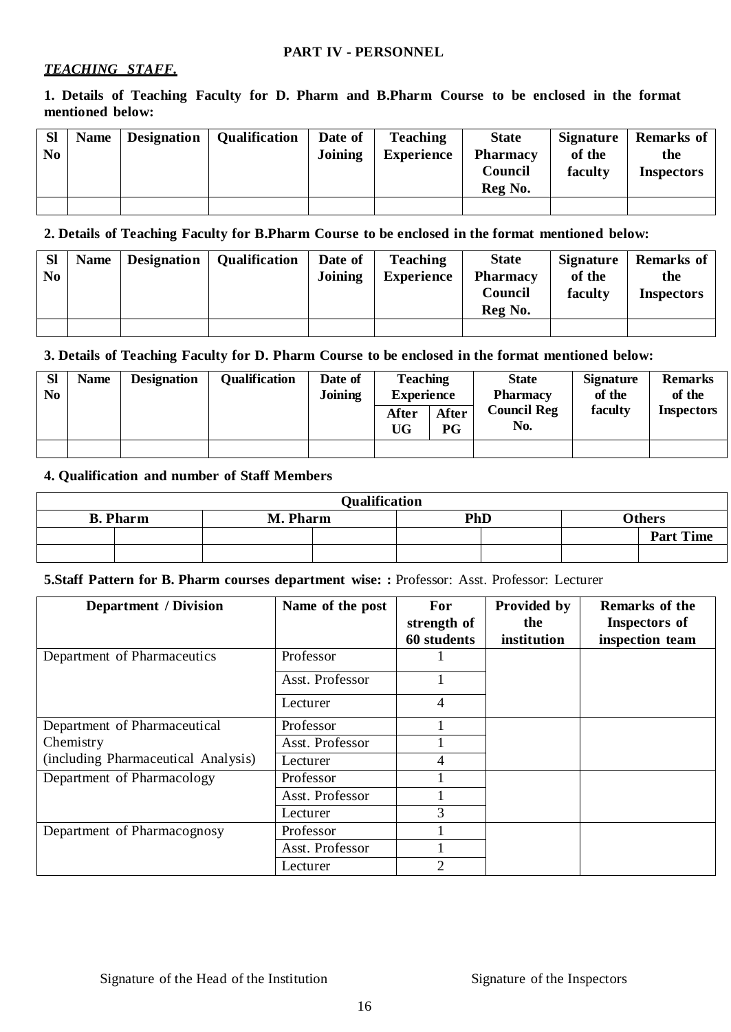## PART IV - PERSONNEL

***TEACHING STAFF.***

**1. Details of Teaching Faculty for D. Pharm and B.Pharm Course to be enclosed in the format mentioned below:**

| Sl No | Name | Designation | Qualification | Date of Joining | Teaching Experience | State Pharmacy Council Reg No. | Signature of the faculty | Remarks of the Inspectors |
|---|---|---|---|---|---|---|---|---|
| | | | | | | | | |

**2. Details of Teaching Faculty for B.Pharm Course to be enclosed in the format mentioned below:**

| Sl No | Name | Designation | Qualification | Date of Joining | Teaching Experience | State Pharmacy Council Reg No. | Signature of the faculty | Remarks of the Inspectors |
|---|---|---|---|---|---|---|---|---|
| | | | | | | | | |

**3. Details of Teaching Faculty for D. Pharm Course to be enclosed in the format mentioned below:**

| Sl No | Name | Designation | Qualification | Date of Joining | Teaching Experience | | State Pharmacy Council Reg No. | Signature of the faculty | Remarks of the Inspectors |
|---|---|---|---|---|---|---|---|---|---|
| | | | | | After UG | After PG | | | |
| | | | | | | | | | |

**4. Qualification and number of Staff Members**

| Qualification | | | | | | | |
|---|---|---|---|---|---|---|---|
| B. Pharm | | M. Pharm | | PhD | | Others | |
| | | | | | | | Part Time |
| | | | | | | | |

**5.Staff Pattern for B. Pharm courses department wise: :** Professor: Asst. Professor: Lecturer

| Department / Division | Name of the post | For strength of 60 students | Provided by the institution | Remarks of the Inspectors of inspection team |
|---|---|---|---|---|
| Department of Pharmaceutics | Professor | 1 | | |
| | Asst. Professor | 1 | | |
| | Lecturer | 4 | | |
| Department of Pharmaceutical Chemistry (including Pharmaceutical Analysis) | Professor | 1 | | |
| | Asst. Professor | 1 | | |
| | Lecturer | 4 | | |
| Department of Pharmacology | Professor | 1 | | |
| | Asst. Professor | 1 | | |
| | Lecturer | 3 | | |
| Department of Pharmacognosy | Professor | 1 | | |
| | Asst. Professor | 1 | | |
| | Lecturer | 2 | | |

Signature of the Head of the Institution

Signature of the Inspectors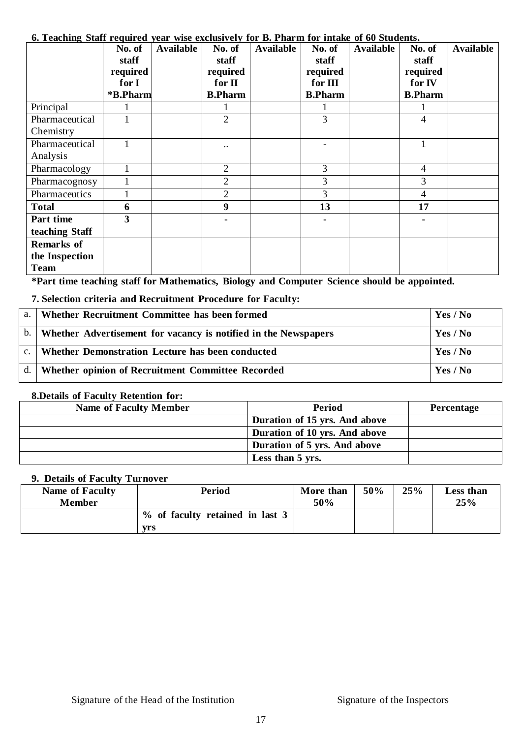**6. Teaching Staff required year wise exclusively for B. Pharm for intake of 60 Students.**

| | No. of staff required for I *B.Pharm | Available | No. of staff required for II B.Pharm | Available | No. of staff required for III B.Pharm | Available | No. of staff required for IV B.Pharm | Available |
|---|---|---|---|---|---|---|---|---|
| Principal | 1 | | 1 | | 1 | | 1 | |
| Pharmaceutical Chemistry | 1 | | 2 | | 3 | | 4 | |
| Pharmaceutical Analysis | 1 | | .. | | - | | 1 | |
| Pharmacology | 1 | | 2 | | 3 | | 4 | |
| Pharmacognosy | 1 | | 2 | | 3 | | 3 | |
| Pharmaceutics | 1 | | 2 | | 3 | | 4 | |
| **Total** | **6** | | **9** | | **13** | | **17** | |
| **Part time teaching Staff** | **3** | | **-** | | **-** | | **-** | |
| **Remarks of the Inspection Team** | | | | | | | | |

**\*Part time teaching staff for Mathematics, Biology and Computer Science should be appointed.**

**7. Selection criteria and Recruitment Procedure for Faculty:**

| | | |
|---|---|---|
| a. | **Whether Recruitment Committee has been formed** | **Yes / No** |
| b. | **Whether Advertisement for vacancy is notified in the Newspapers** | **Yes / No** |
| c. | **Whether Demonstration Lecture has been conducted** | **Yes / No** |
| d. | **Whether opinion of Recruitment Committee Recorded** | **Yes / No** |

**8.Details of Faculty Retention for:**

| Name of Faculty Member | Period | Percentage |
|---|---|---|
| | **Duration of 15 yrs. And above** | |
| | **Duration of 10 yrs. And above** | |
| | **Duration of 5 yrs. And above** | |
| | **Less than 5 yrs.** | |

**9. Details of Faculty Turnover**

| Name of Faculty Member | Period | More than 50% | 50% | 25% | Less than 25% |
|---|---|---|---|---|---|
| | **% of faculty retained in last 3 yrs** | | | | |

Signature of the Head of the Institution

Signature of the Inspectors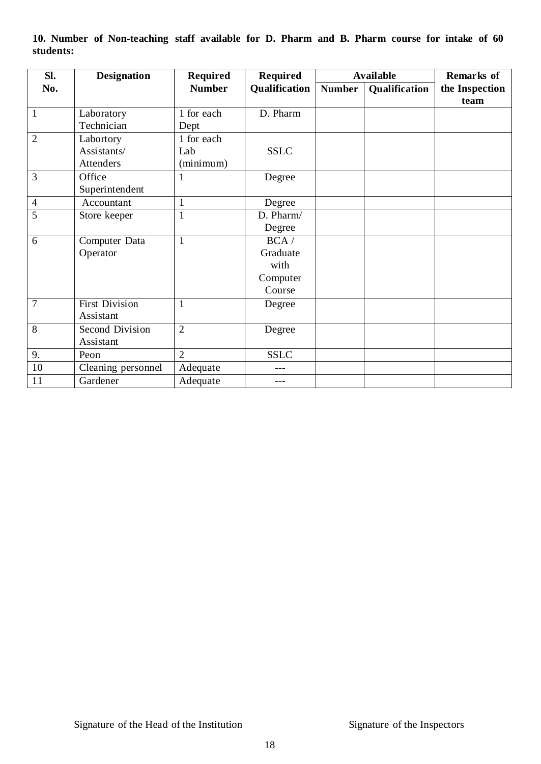**10. Number of Non-teaching staff available for D. Pharm and B. Pharm course for intake of 60 students:**

| Sl. No. | Designation | Required Number | Required Qualification | Available | | Remarks of the Inspection team |
|---|---|---|---|---|---|---|
| | | | | Number | Qualification | |
| 1 | Laboratory Technician | 1 for each Dept | D. Pharm | | | |
| 2 | Labortory Assistants/ Attenders | 1 for each Lab (minimum) | SSLC | | | |
| 3 | Office Superintendent | 1 | Degree | | | |
| 4 | Accountant | 1 | Degree | | | |
| 5 | Store keeper | 1 | D. Pharm/ Degree | | | |
| 6 | Computer Data Operator | 1 | BCA / Graduate with Computer Course | | | |
| 7 | First Division Assistant | 1 | Degree | | | |
| 8 | Second Division Assistant | 2 | Degree | | | |
| 9. | Peon | 2 | SSLC | | | |
| 10 | Cleaning personnel | Adequate | --- | | | |
| 11 | Gardener | Adequate | --- | | | |

Signature of the Head of the Institution                                Signature of the Inspectors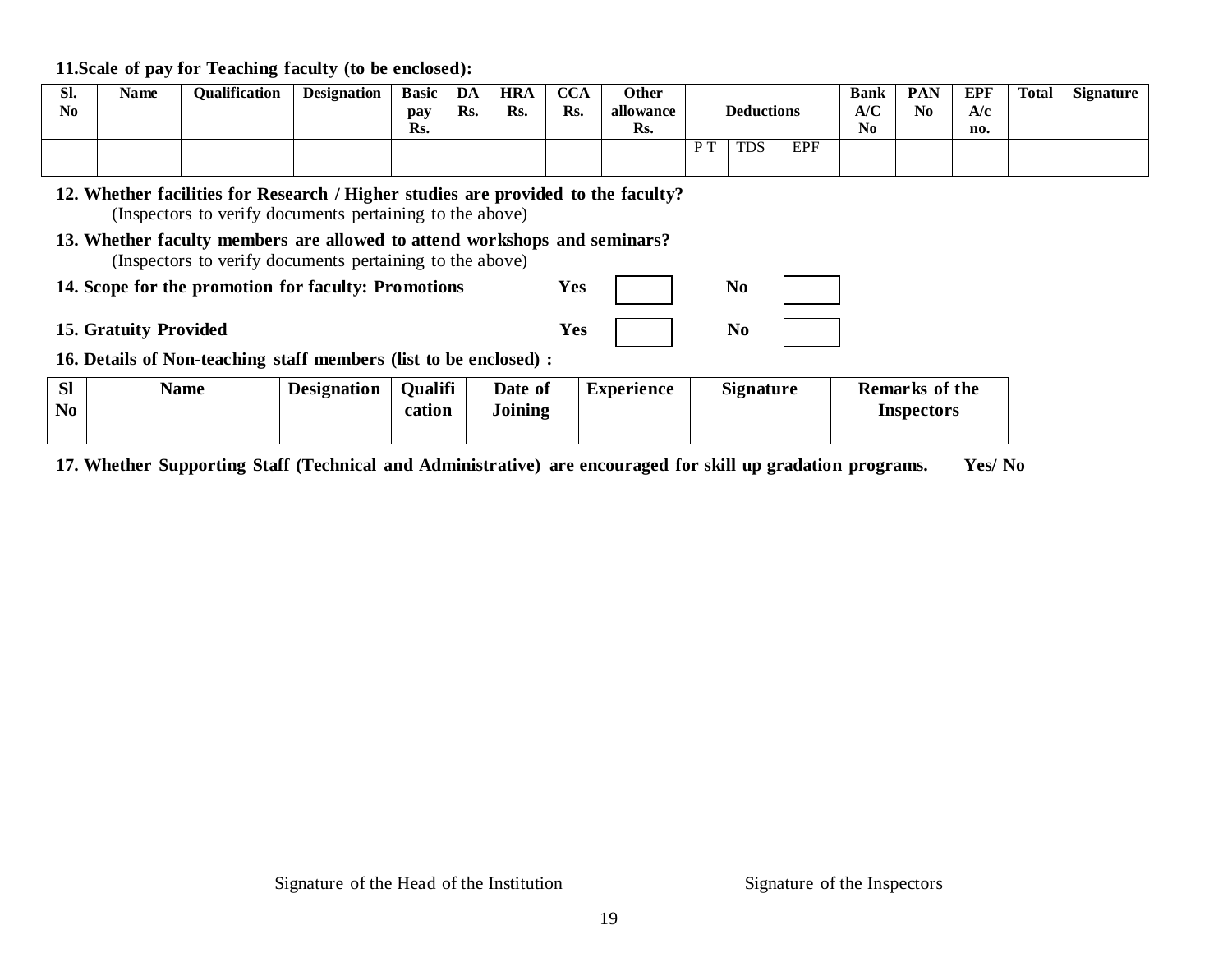**11.Scale of pay for Teaching faculty (to be enclosed):**

| Sl. No | Name | Qualification | Designation | Basic pay Rs. | DA Rs. | HRA Rs. | CCA Rs. | Other allowance Rs. | Deductions | | | Bank A/C No | PAN No | EPF A/c no. | Total | Signature |
|---|---|---|---|---|---|---|---|---|---|---|---|---|---|---|---|---|
| | | | | | | | | | P T | TDS | EPF | | | | | |

**12. Whether facilities for Research / Higher studies are provided to the faculty?**
(Inspectors to verify documents pertaining to the above)

**13. Whether faculty members are allowed to attend workshops and seminars?**
(Inspectors to verify documents pertaining to the above)

**14. Scope for the promotion for faculty: Promotions** **Yes** ☐ **No** ☐

**15. Gratuity Provided** **Yes** ☐ **No** ☐

**16. Details of Non-teaching staff members (list to be enclosed) :**

| Sl No | Name | Designation | Qualification | Date of Joining | Experience | Signature | Remarks of the Inspectors |
|---|---|---|---|---|---|---|---|
| | | | | | | | |

**17. Whether Supporting Staff (Technical and Administrative) are encouraged for skill up gradation programs. Yes/ No**

Signature of the Head of the Institution Signature of the Inspectors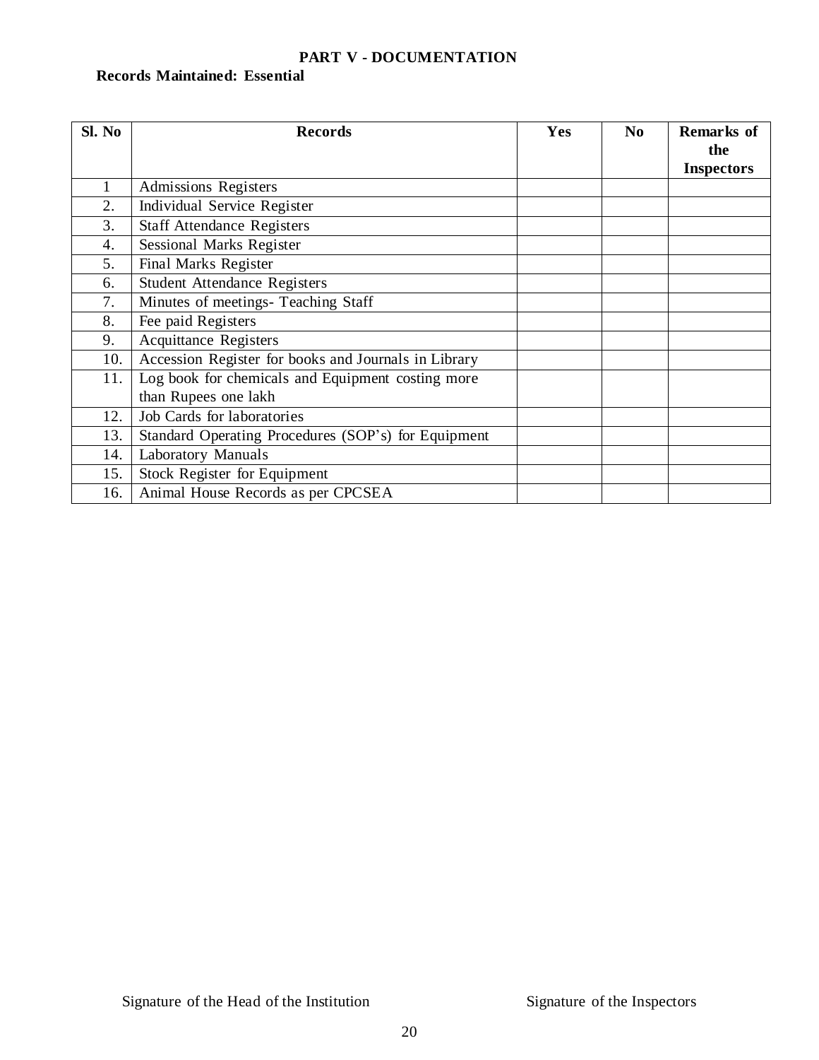## PART V - DOCUMENTATION

**Records Maintained: Essential**

| Sl. No | Records | Yes | No | Remarks of the Inspectors |
|---|---|---|---|---|
| 1 | Admissions Registers | | | |
| 2. | Individual Service Register | | | |
| 3. | Staff Attendance Registers | | | |
| 4. | Sessional Marks Register | | | |
| 5. | Final Marks Register | | | |
| 6. | Student Attendance Registers | | | |
| 7. | Minutes of meetings- Teaching Staff | | | |
| 8. | Fee paid Registers | | | |
| 9. | Acquittance Registers | | | |
| 10. | Accession Register for books and Journals in Library | | | |
| 11. | Log book for chemicals and Equipment costing more than Rupees one lakh | | | |
| 12. | Job Cards for laboratories | | | |
| 13. | Standard Operating Procedures (SOP's) for Equipment | | | |
| 14. | Laboratory Manuals | | | |
| 15. | Stock Register for Equipment | | | |
| 16. | Animal House Records as per CPCSEA | | | |

Signature of the Head of the Institution                Signature of the Inspectors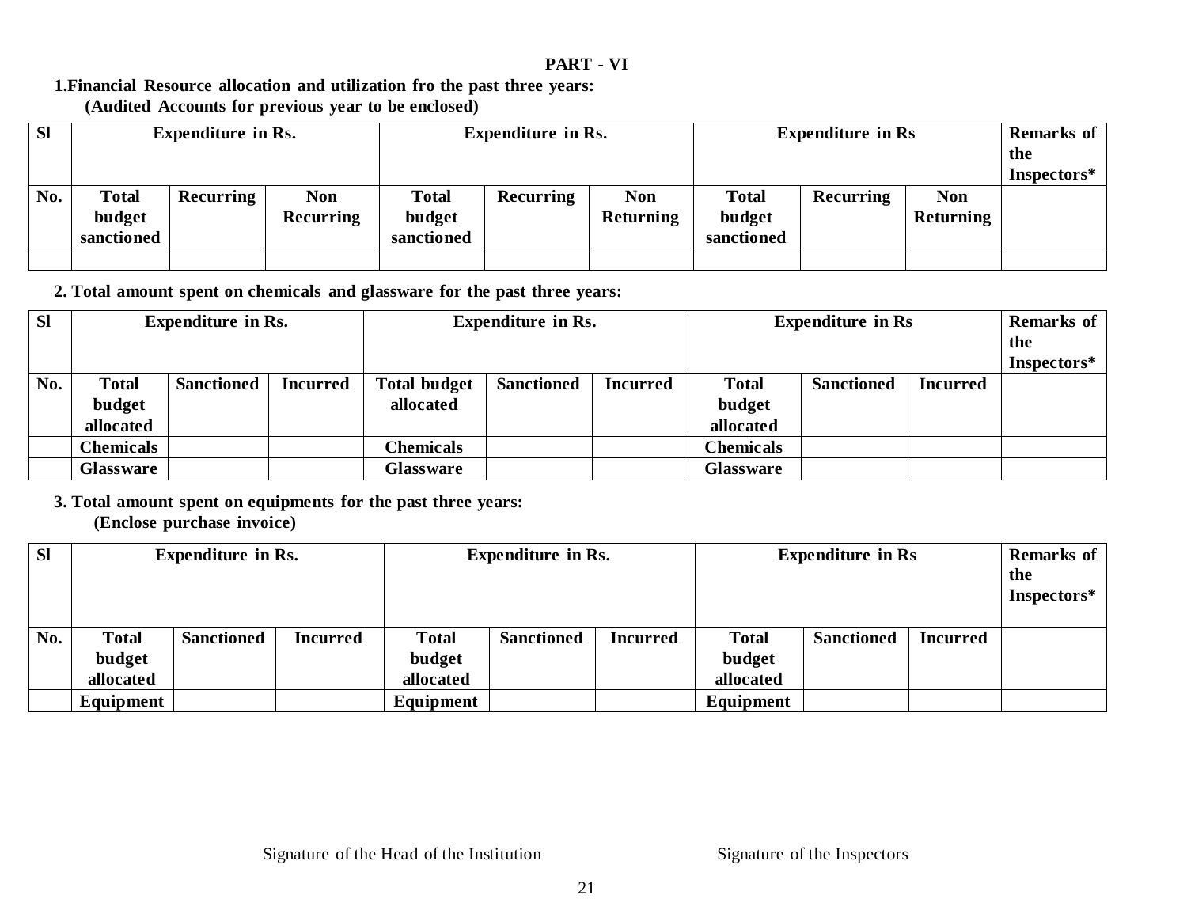## PART - VI

**1.Financial Resource allocation and utilization fro the past three years:**
**(Audited Accounts for previous year to be enclosed)**

| Sl | Expenditure in Rs. | | | Expenditure in Rs. | | | Expenditure in Rs | | | Remarks of the Inspectors* |
|---|---|---|---|---|---|---|---|---|---|---|
| No. | Total budget sanctioned | Recurring | Non Recurring | Total budget sanctioned | Recurring | Non Returning | Total budget sanctioned | Recurring | Non Returning | |
| | | | | | | | | | | |

**2. Total amount spent on chemicals and glassware for the past three years:**

| Sl | Expenditure in Rs. | | | Expenditure in Rs. | | | Expenditure in Rs | | | Remarks of the Inspectors* |
|---|---|---|---|---|---|---|---|---|---|---|
| No. | Total budget allocated | Sanctioned | Incurred | Total budget allocated | Sanctioned | Incurred | Total budget allocated | Sanctioned | Incurred | |
| | Chemicals | | | Chemicals | | | Chemicals | | | |
| | Glassware | | | Glassware | | | Glassware | | | |

**3. Total amount spent on equipments for the past three years:**
**(Enclose purchase invoice)**

| Sl | Expenditure in Rs. | | | Expenditure in Rs. | | | Expenditure in Rs | | | Remarks of the Inspectors* |
|---|---|---|---|---|---|---|---|---|---|---|
| No. | Total budget allocated | Sanctioned | Incurred | Total budget allocated | Sanctioned | Incurred | Total budget allocated | Sanctioned | Incurred | |
| | Equipment | | | Equipment | | | Equipment | | | |

Signature of the Head of the Institution                    Signature of the Inspectors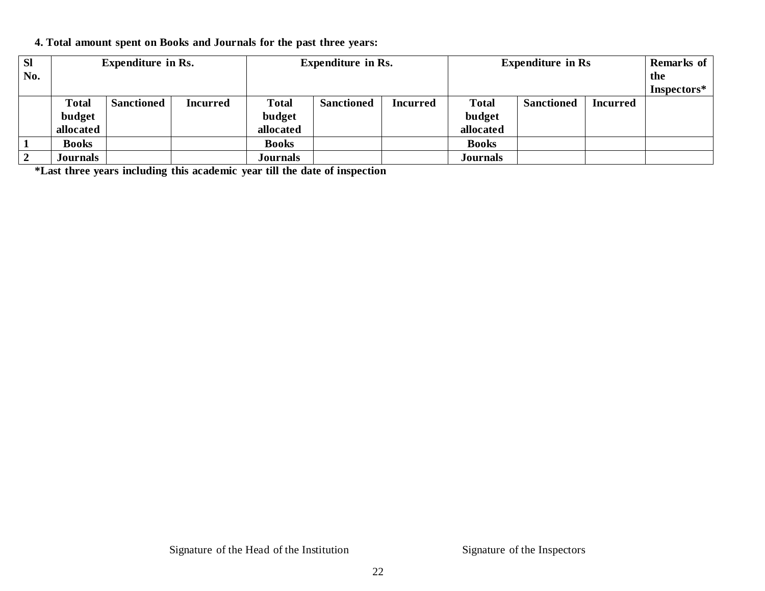**4. Total amount spent on Books and Journals for the past three years:**

| Sl No. | Expenditure in Rs. | | | Expenditure in Rs. | | | Expenditure in Rs | | | Remarks of the Inspectors* |
|---|---|---|---|---|---|---|---|---|---|---|
| | Total budget allocated | Sanctioned | Incurred | Total budget allocated | Sanctioned | Incurred | Total budget allocated | Sanctioned | Incurred | |
| 1 | Books | | | Books | | | Books | | | |
| 2 | Journals | | | Journals | | | Journals | | | |

**\*Last three years including this academic year till the date of inspection**

Signature of the Head of the Institution                    Signature of the Inspectors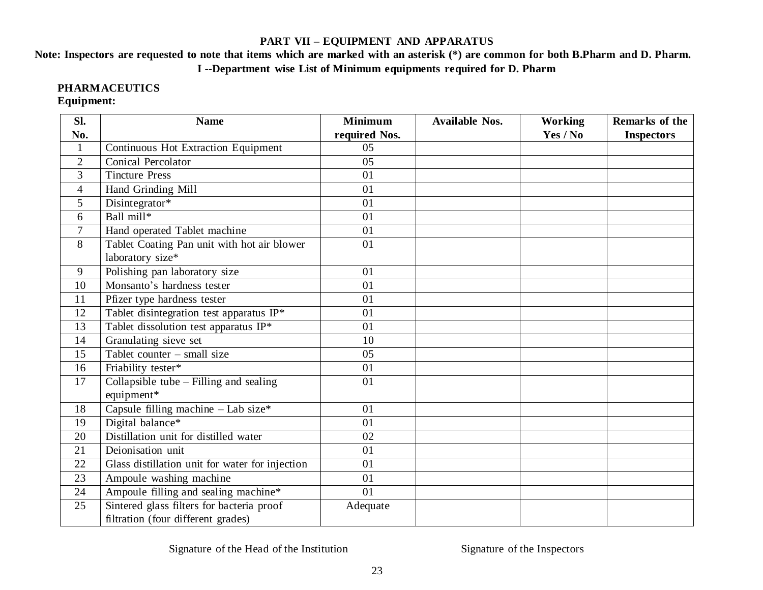## PART VII – EQUIPMENT AND APPARATUS

**Note: Inspectors are requested to note that items which are marked with an asterisk (*) are common for both B.Pharm and D. Pharm.**

**I --Department wise List of Minimum equipments required for D. Pharm**

**PHARMACEUTICS**

**Equipment:**

| Sl. No. | Name | Minimum required Nos. | Available Nos. | Working Yes / No | Remarks of the Inspectors |
|---|---|---|---|---|---|
| 1 | Continuous Hot Extraction Equipment | 05 | | | |
| 2 | Conical Percolator | 05 | | | |
| 3 | Tincture Press | 01 | | | |
| 4 | Hand Grinding Mill | 01 | | | |
| 5 | Disintegrator* | 01 | | | |
| 6 | Ball mill* | 01 | | | |
| 7 | Hand operated Tablet machine | 01 | | | |
| 8 | Tablet Coating Pan unit with hot air blower laboratory size* | 01 | | | |
| 9 | Polishing pan laboratory size | 01 | | | |
| 10 | Monsanto's hardness tester | 01 | | | |
| 11 | Pfizer type hardness tester | 01 | | | |
| 12 | Tablet disintegration test apparatus IP* | 01 | | | |
| 13 | Tablet dissolution test apparatus IP* | 01 | | | |
| 14 | Granulating sieve set | 10 | | | |
| 15 | Tablet counter – small size | 05 | | | |
| 16 | Friability tester* | 01 | | | |
| 17 | Collapsible tube – Filling and sealing equipment* | 01 | | | |
| 18 | Capsule filling machine – Lab size* | 01 | | | |
| 19 | Digital balance* | 01 | | | |
| 20 | Distillation unit for distilled water | 02 | | | |
| 21 | Deionisation unit | 01 | | | |
| 22 | Glass distillation unit for water for injection | 01 | | | |
| 23 | Ampoule washing machine | 01 | | | |
| 24 | Ampoule filling and sealing machine* | 01 | | | |
| 25 | Sintered glass filters for bacteria proof filtration (four different grades) | Adequate | | | |

Signature of the Head of the Institution          Signature of the Inspectors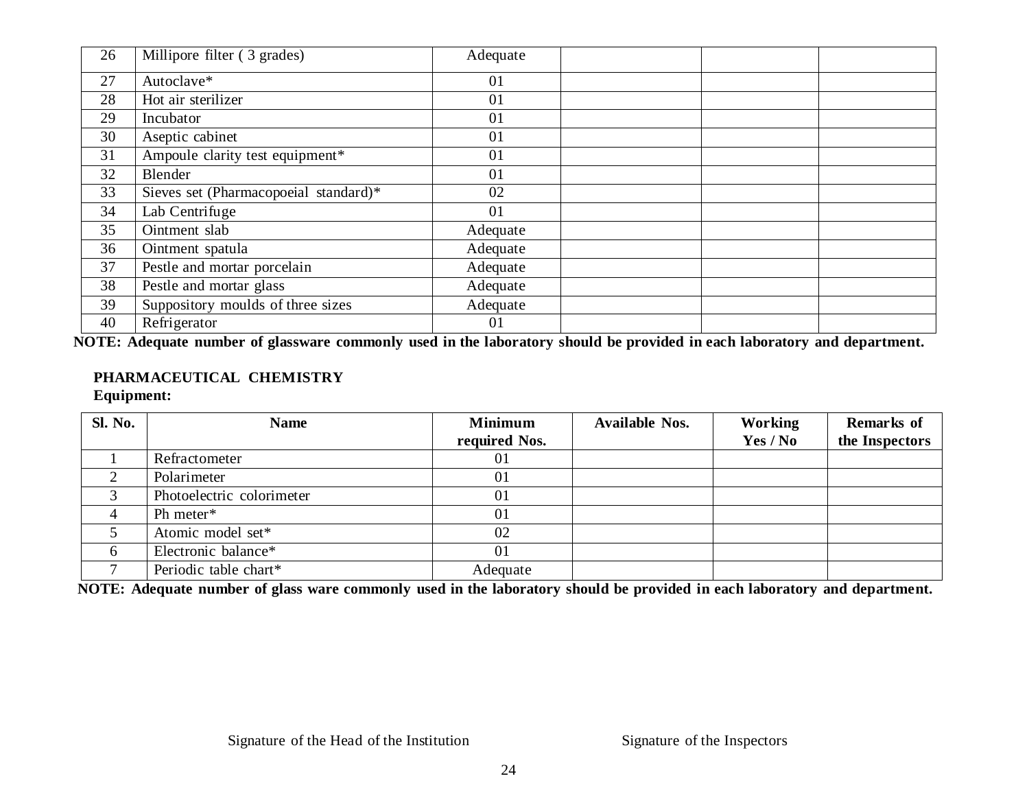| | | | | | |
|---|---|---|---|---|---|
| 26 | Millipore filter ( 3 grades) | Adequate | | | |
| 27 | Autoclave* | 01 | | | |
| 28 | Hot air sterilizer | 01 | | | |
| 29 | Incubator | 01 | | | |
| 30 | Aseptic cabinet | 01 | | | |
| 31 | Ampoule clarity test equipment* | 01 | | | |
| 32 | Blender | 01 | | | |
| 33 | Sieves set (Pharmacopoeial standard)* | 02 | | | |
| 34 | Lab Centrifuge | 01 | | | |
| 35 | Ointment slab | Adequate | | | |
| 36 | Ointment spatula | Adequate | | | |
| 37 | Pestle and mortar porcelain | Adequate | | | |
| 38 | Pestle and mortar glass | Adequate | | | |
| 39 | Suppository moulds of three sizes | Adequate | | | |
| 40 | Refrigerator | 01 | | | |

**NOTE: Adequate number of glassware commonly used in the laboratory should be provided in each laboratory and department.**

**PHARMACEUTICAL CHEMISTRY**

**Equipment:**

| Sl. No. | Name | Minimum required Nos. | Available Nos. | Working Yes / No | Remarks of the Inspectors |
|---|---|---|---|---|---|
| 1 | Refractometer | 01 | | | |
| 2 | Polarimeter | 01 | | | |
| 3 | Photoelectric colorimeter | 01 | | | |
| 4 | Ph meter* | 01 | | | |
| 5 | Atomic model set* | 02 | | | |
| 6 | Electronic balance* | 01 | | | |
| 7 | Periodic table chart* | Adequate | | | |

**NOTE: Adequate number of glass ware commonly used in the laboratory should be provided in each laboratory and department.**

Signature of the Head of the Institution Signature of the Inspectors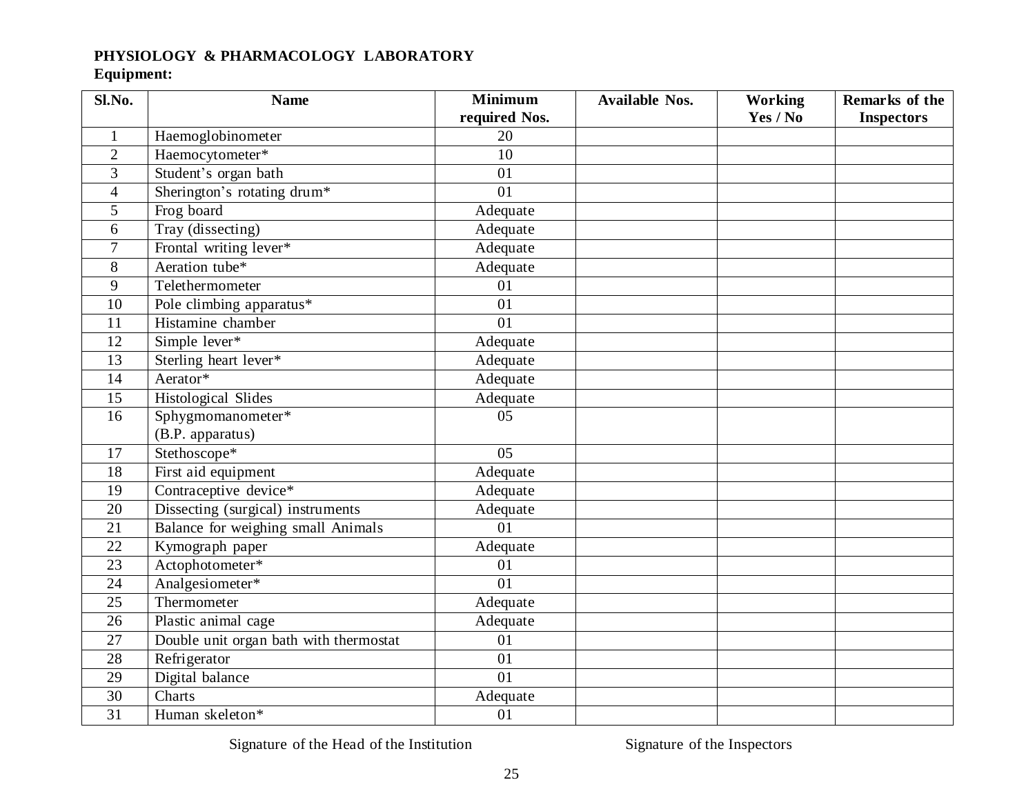**PHYSIOLOGY & PHARMACOLOGY LABORATORY**

**Equipment:**

| Sl.No. | Name | Minimum required Nos. | Available Nos. | Working Yes / No | Remarks of the Inspectors |
|---|---|---|---|---|---|
| 1 | Haemoglobinometer | 20 | | | |
| 2 | Haemocytometer* | 10 | | | |
| 3 | Student's organ bath | 01 | | | |
| 4 | Sherington's rotating drum* | 01 | | | |
| 5 | Frog board | Adequate | | | |
| 6 | Tray (dissecting) | Adequate | | | |
| 7 | Frontal writing lever* | Adequate | | | |
| 8 | Aeration tube* | Adequate | | | |
| 9 | Telethermometer | 01 | | | |
| 10 | Pole climbing apparatus* | 01 | | | |
| 11 | Histamine chamber | 01 | | | |
| 12 | Simple lever* | Adequate | | | |
| 13 | Sterling heart lever* | Adequate | | | |
| 14 | Aerator* | Adequate | | | |
| 15 | Histological Slides | Adequate | | | |
| 16 | Sphygmomanometer* (B.P. apparatus) | 05 | | | |
| 17 | Stethoscope* | 05 | | | |
| 18 | First aid equipment | Adequate | | | |
| 19 | Contraceptive device* | Adequate | | | |
| 20 | Dissecting (surgical) instruments | Adequate | | | |
| 21 | Balance for weighing small Animals | 01 | | | |
| 22 | Kymograph paper | Adequate | | | |
| 23 | Actophotometer* | 01 | | | |
| 24 | Analgesiometer* | 01 | | | |
| 25 | Thermometer | Adequate | | | |
| 26 | Plastic animal cage | Adequate | | | |
| 27 | Double unit organ bath with thermostat | 01 | | | |
| 28 | Refrigerator | 01 | | | |
| 29 | Digital balance | 01 | | | |
| 30 | Charts | Adequate | | | |
| 31 | Human skeleton* | 01 | | | |

Signature of the Head of the Institution — Signature of the Inspectors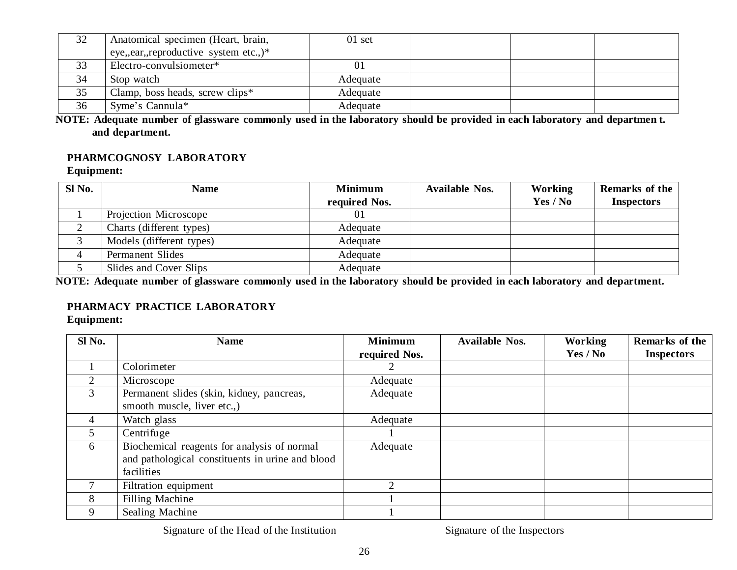| 32 | Anatomical specimen (Heart, brain, eye,,ear,,reproductive system etc.,)* | 01 set | | | |
|---|---|---|---|---|---|
| 33 | Electro-convulsiometer* | 01 | | | |
| 34 | Stop watch | Adequate | | | |
| 35 | Clamp, boss heads, screw clips* | Adequate | | | |
| 36 | Syme's Cannula* | Adequate | | | |

**NOTE: Adequate number of glassware commonly used in the laboratory should be provided in each laboratory and departmen t. and department.**

**PHARMCOGNOSY LABORATORY**

**Equipment:**

| Sl No. | Name | Minimum required Nos. | Available Nos. | Working Yes / No | Remarks of the Inspectors |
|---|---|---|---|---|---|
| 1 | Projection Microscope | 01 | | | |
| 2 | Charts (different types) | Adequate | | | |
| 3 | Models (different types) | Adequate | | | |
| 4 | Permanent Slides | Adequate | | | |
| 5 | Slides and Cover Slips | Adequate | | | |

**NOTE: Adequate number of glassware commonly used in the laboratory should be provided in each laboratory and department.**

**PHARMACY PRACTICE LABORATORY**

**Equipment:**

| Sl No. | Name | Minimum required Nos. | Available Nos. | Working Yes / No | Remarks of the Inspectors |
|---|---|---|---|---|---|
| 1 | Colorimeter | 2 | | | |
| 2 | Microscope | Adequate | | | |
| 3 | Permanent slides (skin, kidney, pancreas, smooth muscle, liver etc.,) | Adequate | | | |
| 4 | Watch glass | Adequate | | | |
| 5 | Centrifuge | 1 | | | |
| 6 | Biochemical reagents for analysis of normal and pathological constituents in urine and blood facilities | Adequate | | | |
| 7 | Filtration equipment | 2 | | | |
| 8 | Filling Machine | 1 | | | |
| 9 | Sealing Machine | 1 | | | |

Signature of the Head of the Institution                Signature of the Inspectors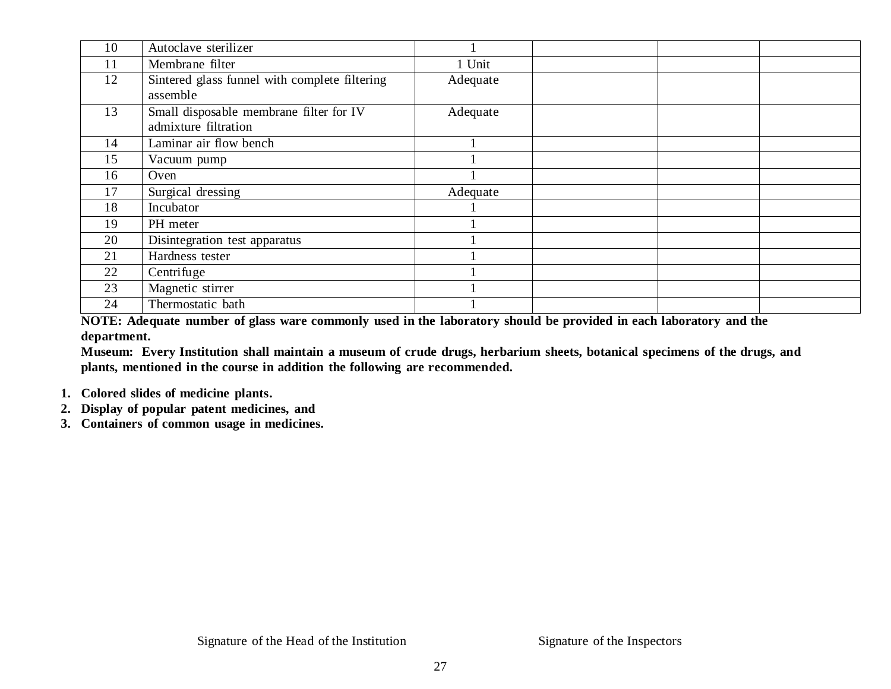| | | | | | |
|---|---|---|---|---|---|
| 10 | Autoclave sterilizer | 1 | | | |
| 11 | Membrane filter | 1 Unit | | | |
| 12 | Sintered glass funnel with complete filtering assemble | Adequate | | | |
| 13 | Small disposable membrane filter for IV admixture filtration | Adequate | | | |
| 14 | Laminar air flow bench | 1 | | | |
| 15 | Vacuum pump | 1 | | | |
| 16 | Oven | 1 | | | |
| 17 | Surgical dressing | Adequate | | | |
| 18 | Incubator | 1 | | | |
| 19 | PH meter | 1 | | | |
| 20 | Disintegration test apparatus | 1 | | | |
| 21 | Hardness tester | 1 | | | |
| 22 | Centrifuge | 1 | | | |
| 23 | Magnetic stirrer | 1 | | | |
| 24 | Thermostatic bath | 1 | | | |

**NOTE: Adequate number of glass ware commonly used in the laboratory should be provided in each laboratory and the department.**

**Museum: Every Institution shall maintain a museum of crude drugs, herbarium sheets, botanical specimens of the drugs, and plants, mentioned in the course in addition the following are recommended.**

1. **Colored slides of medicine plants.**
2. **Display of popular patent medicines, and**
3. **Containers of common usage in medicines.**

Signature of the Head of the Institution                    Signature of the Inspectors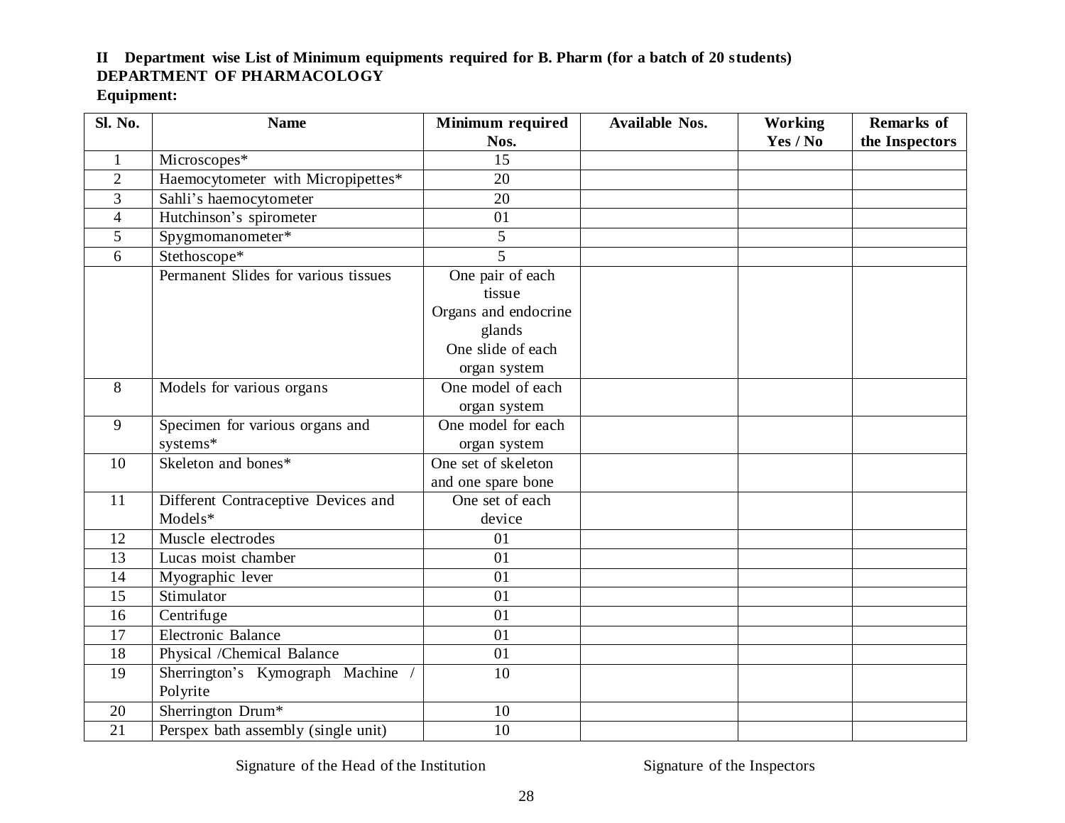**II Department wise List of Minimum equipments required for B. Pharm (for a batch of 20 students)**
**DEPARTMENT OF PHARMACOLOGY**
**Equipment:**

| Sl. No. | Name | Minimum required Nos. | Available Nos. | Working Yes / No | Remarks of the Inspectors |
|---|---|---|---|---|---|
| 1 | Microscopes* | 15 | | | |
| 2 | Haemocytometer with Micropipettes* | 20 | | | |
| 3 | Sahli's haemocytometer | 20 | | | |
| 4 | Hutchinson's spirometer | 01 | | | |
| 5 | Spygmomanometer* | 5 | | | |
| 6 | Stethoscope* | 5 | | | |
| | Permanent Slides for various tissues | One pair of each tissue Organs and endocrine glands One slide of each organ system | | | |
| 8 | Models for various organs | One model of each organ system | | | |
| 9 | Specimen for various organs and systems* | One model for each organ system | | | |
| 10 | Skeleton and bones* | One set of skeleton and one spare bone | | | |
| 11 | Different Contraceptive Devices and Models* | One set of each device | | | |
| 12 | Muscle electrodes | 01 | | | |
| 13 | Lucas moist chamber | 01 | | | |
| 14 | Myographic lever | 01 | | | |
| 15 | Stimulator | 01 | | | |
| 16 | Centrifuge | 01 | | | |
| 17 | Electronic Balance | 01 | | | |
| 18 | Physical /Chemical Balance | 01 | | | |
| 19 | Sherrington's Kymograph Machine / Polyrite | 10 | | | |
| 20 | Sherrington Drum* | 10 | | | |
| 21 | Perspex bath assembly (single unit) | 10 | | | |

Signature of the Head of the Institution Signature of the Inspectors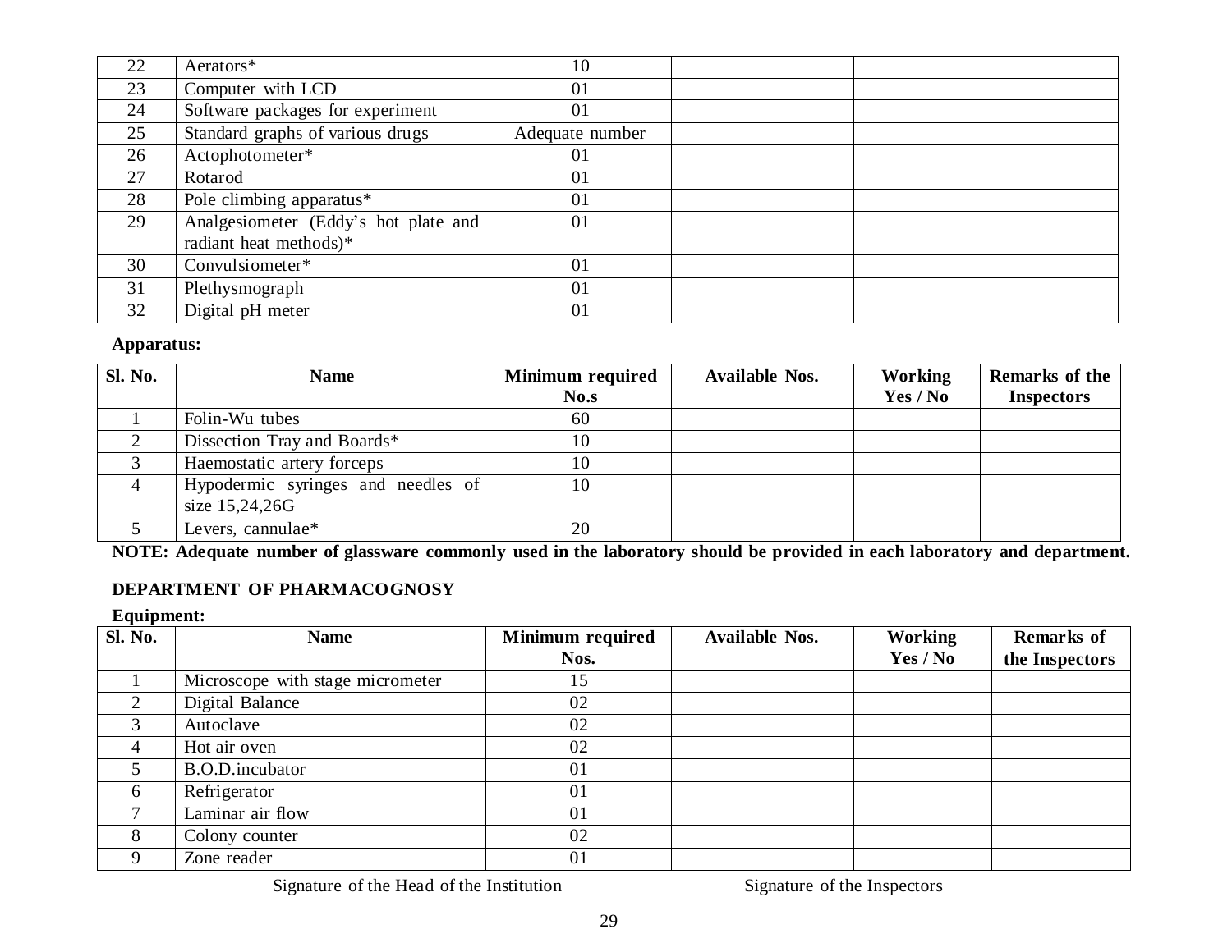| | | | | | |
|---|---|---|---|---|---|
| 22 | Aerators* | 10 | | | |
| 23 | Computer with LCD | 01 | | | |
| 24 | Software packages for experiment | 01 | | | |
| 25 | Standard graphs of various drugs | Adequate number | | | |
| 26 | Actophotometer* | 01 | | | |
| 27 | Rotarod | 01 | | | |
| 28 | Pole climbing apparatus* | 01 | | | |
| 29 | Analgesiometer (Eddy's hot plate and radiant heat methods)* | 01 | | | |
| 30 | Convulsiometer* | 01 | | | |
| 31 | Plethysmograph | 01 | | | |
| 32 | Digital pH meter | 01 | | | |

**Apparatus:**

| Sl. No. | Name | Minimum required No.s | Available Nos. | Working Yes / No | Remarks of the Inspectors |
|---|---|---|---|---|---|
| 1 | Folin-Wu tubes | 60 | | | |
| 2 | Dissection Tray and Boards* | 10 | | | |
| 3 | Haemostatic artery forceps | 10 | | | |
| 4 | Hypodermic syringes and needles of size 15,24,26G | 10 | | | |
| 5 | Levers, cannulae* | 20 | | | |

**NOTE: Adequate number of glassware commonly used in the laboratory should be provided in each laboratory and department.**

## DEPARTMENT OF PHARMACOGNOSY

**Equipment:**

| Sl. No. | Name | Minimum required Nos. | Available Nos. | Working Yes / No | Remarks of the Inspectors |
|---|---|---|---|---|---|
| 1 | Microscope with stage micrometer | 15 | | | |
| 2 | Digital Balance | 02 | | | |
| 3 | Autoclave | 02 | | | |
| 4 | Hot air oven | 02 | | | |
| 5 | B.O.D.incubator | 01 | | | |
| 6 | Refrigerator | 01 | | | |
| 7 | Laminar air flow | 01 | | | |
| 8 | Colony counter | 02 | | | |
| 9 | Zone reader | 01 | | | |

Signature of the Head of the Institution Signature of the Inspectors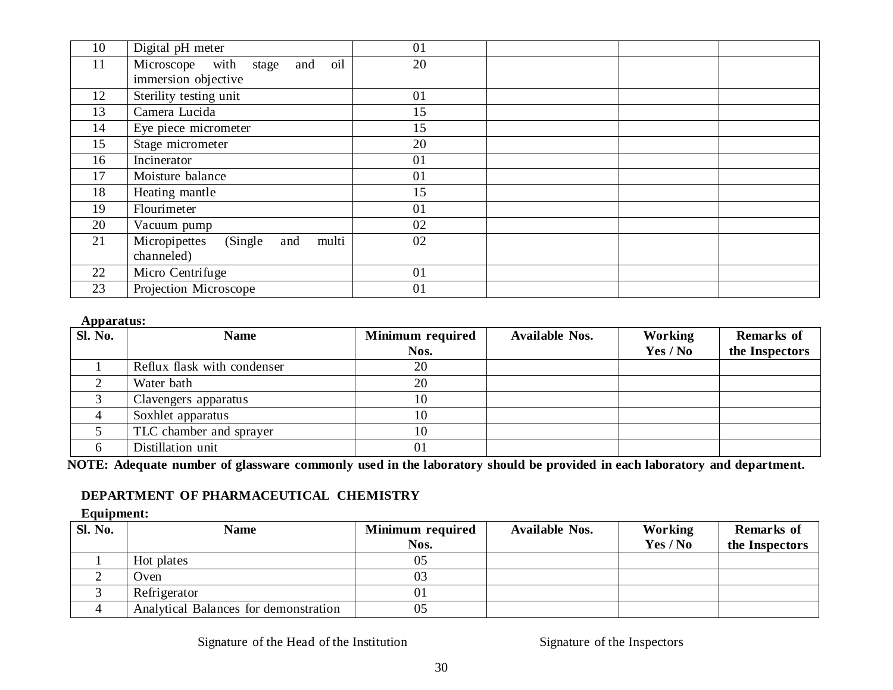| Sl. No. | Name | Minimum required Nos. | Available Nos. | Working Yes / No | Remarks of the Inspectors |
|---|---|---|---|---|---|
| 10 | Digital pH meter | 01 | | | |
| 11 | Microscope with stage and oil immersion objective | 20 | | | |
| 12 | Sterility testing unit | 01 | | | |
| 13 | Camera Lucida | 15 | | | |
| 14 | Eye piece micrometer | 15 | | | |
| 15 | Stage micrometer | 20 | | | |
| 16 | Incinerator | 01 | | | |
| 17 | Moisture balance | 01 | | | |
| 18 | Heating mantle | 15 | | | |
| 19 | Flourimeter | 01 | | | |
| 20 | Vacuum pump | 02 | | | |
| 21 | Micropipettes (Single and multi channeled) | 02 | | | |
| 22 | Micro Centrifuge | 01 | | | |
| 23 | Projection Microscope | 01 | | | |

**Apparatus:**

| Sl. No. | Name | Minimum required Nos. | Available Nos. | Working Yes / No | Remarks of the Inspectors |
|---|---|---|---|---|---|
| 1 | Reflux flask with condenser | 20 | | | |
| 2 | Water bath | 20 | | | |
| 3 | Clavengers apparatus | 10 | | | |
| 4 | Soxhlet apparatus | 10 | | | |
| 5 | TLC chamber and sprayer | 10 | | | |
| 6 | Distillation unit | 01 | | | |

**NOTE: Adequate number of glassware commonly used in the laboratory should be provided in each laboratory and department.**

## DEPARTMENT OF PHARMACEUTICAL CHEMISTRY

**Equipment:**

| Sl. No. | Name | Minimum required Nos. | Available Nos. | Working Yes / No | Remarks of the Inspectors |
|---|---|---|---|---|---|
| 1 | Hot plates | 05 | | | |
| 2 | Oven | 03 | | | |
| 3 | Refrigerator | 01 | | | |
| 4 | Analytical Balances for demonstration | 05 | | | |

Signature of the Head of the Institution          Signature of the Inspectors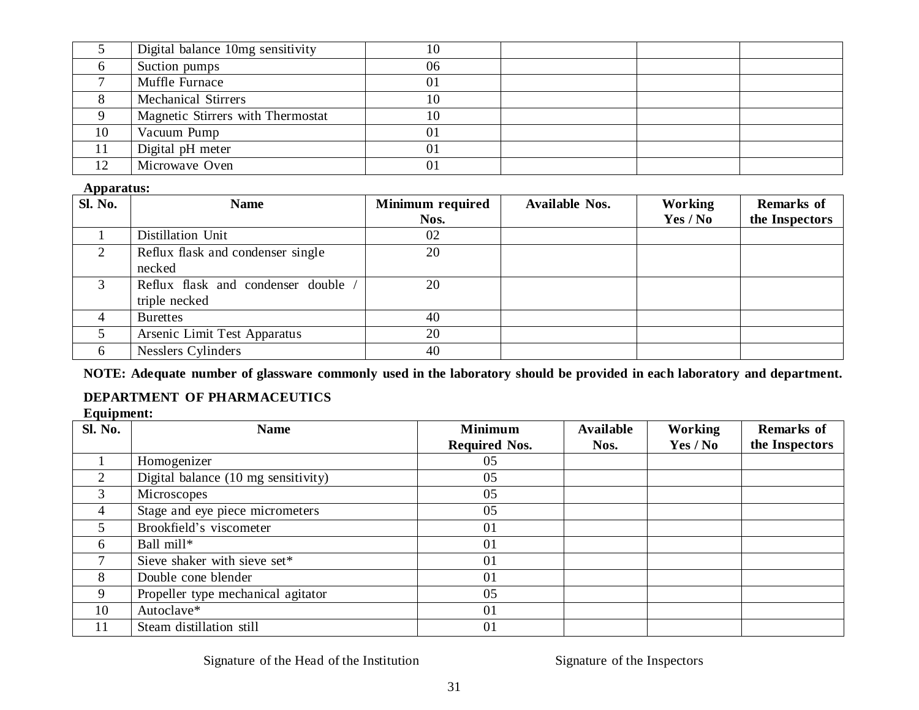| 5 | Digital balance 10mg sensitivity | 10 | | | |
|---|---|---|---|---|---|
| 6 | Suction pumps | 06 | | | |
| 7 | Muffle Furnace | 01 | | | |
| 8 | Mechanical Stirrers | 10 | | | |
| 9 | Magnetic Stirrers with Thermostat | 10 | | | |
| 10 | Vacuum Pump | 01 | | | |
| 11 | Digital pH meter | 01 | | | |
| 12 | Microwave Oven | 01 | | | |

**Apparatus:**

| Sl. No. | Name | Minimum required Nos. | Available Nos. | Working Yes / No | Remarks of the Inspectors |
|---|---|---|---|---|---|
| 1 | Distillation Unit | 02 | | | |
| 2 | Reflux flask and condenser single necked | 20 | | | |
| 3 | Reflux flask and condenser double / triple necked | 20 | | | |
| 4 | Burettes | 40 | | | |
| 5 | Arsenic Limit Test Apparatus | 20 | | | |
| 6 | Nesslers Cylinders | 40 | | | |

**NOTE: Adequate number of glassware commonly used in the laboratory should be provided in each laboratory and department.**

### DEPARTMENT OF PHARMACEUTICS

**Equipment:**

| Sl. No. | Name | Minimum Required Nos. | Available Nos. | Working Yes / No | Remarks of the Inspectors |
|---|---|---|---|---|---|
| 1 | Homogenizer | 05 | | | |
| 2 | Digital balance (10 mg sensitivity) | 05 | | | |
| 3 | Microscopes | 05 | | | |
| 4 | Stage and eye piece micrometers | 05 | | | |
| 5 | Brookfield's viscometer | 01 | | | |
| 6 | Ball mill* | 01 | | | |
| 7 | Sieve shaker with sieve set* | 01 | | | |
| 8 | Double cone blender | 01 | | | |
| 9 | Propeller type mechanical agitator | 05 | | | |
| 10 | Autoclave* | 01 | | | |
| 11 | Steam distillation still | 01 | | | |

Signature of the Head of the Institution                Signature of the Inspectors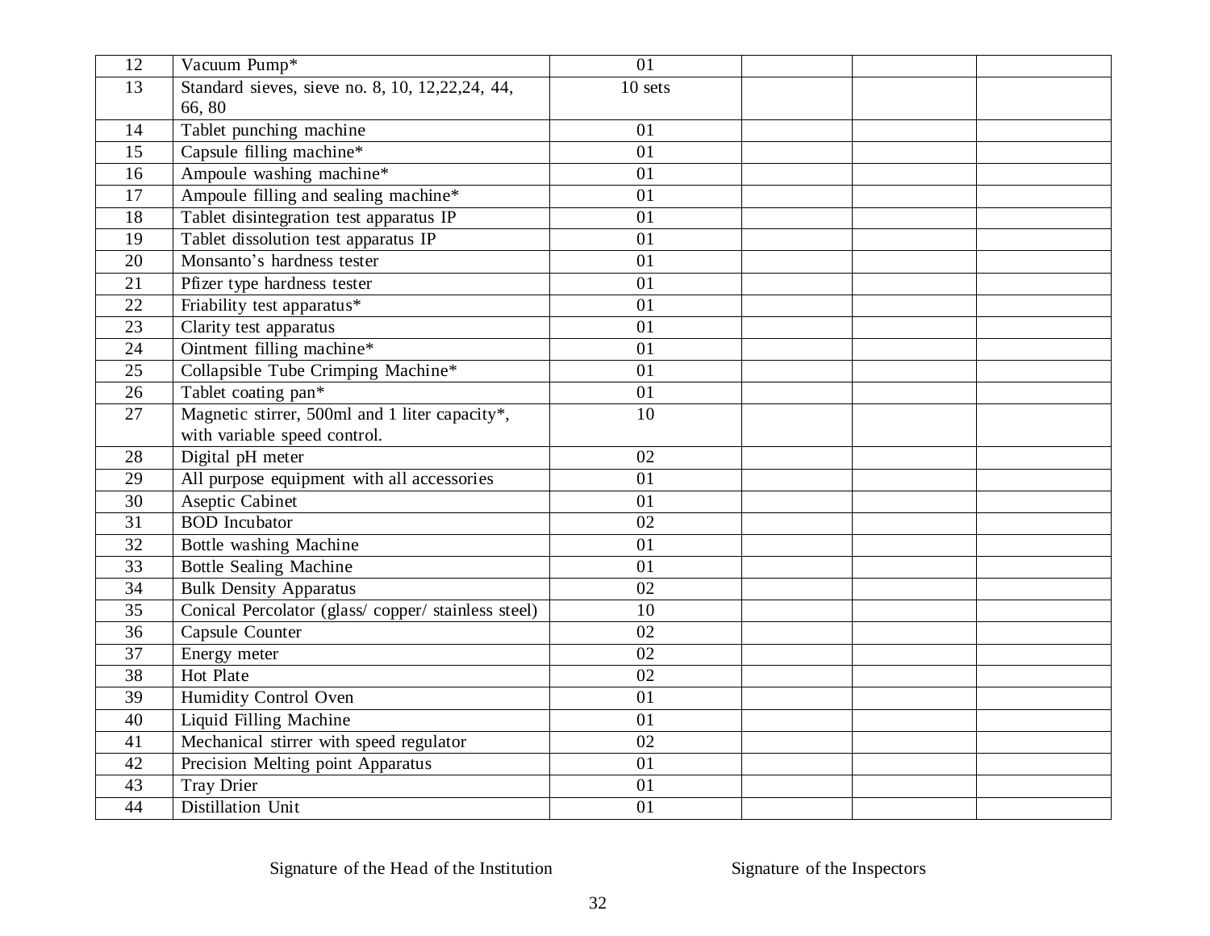| | | | | | |
|---|---|---|---|---|---|
| 12 | Vacuum Pump* | 01 | | | |
| 13 | Standard sieves, sieve no. 8, 10, 12,22,24, 44, 66, 80 | 10 sets | | | |
| 14 | Tablet punching machine | 01 | | | |
| 15 | Capsule filling machine* | 01 | | | |
| 16 | Ampoule washing machine* | 01 | | | |
| 17 | Ampoule filling and sealing machine* | 01 | | | |
| 18 | Tablet disintegration test apparatus IP | 01 | | | |
| 19 | Tablet dissolution test apparatus IP | 01 | | | |
| 20 | Monsanto's hardness tester | 01 | | | |
| 21 | Pfizer type hardness tester | 01 | | | |
| 22 | Friability test apparatus* | 01 | | | |
| 23 | Clarity test apparatus | 01 | | | |
| 24 | Ointment filling machine* | 01 | | | |
| 25 | Collapsible Tube Crimping Machine* | 01 | | | |
| 26 | Tablet coating pan* | 01 | | | |
| 27 | Magnetic stirrer, 500ml and 1 liter capacity*, with variable speed control. | 10 | | | |
| 28 | Digital pH meter | 02 | | | |
| 29 | All purpose equipment with all accessories | 01 | | | |
| 30 | Aseptic Cabinet | 01 | | | |
| 31 | BOD Incubator | 02 | | | |
| 32 | Bottle washing Machine | 01 | | | |
| 33 | Bottle Sealing Machine | 01 | | | |
| 34 | Bulk Density Apparatus | 02 | | | |
| 35 | Conical Percolator (glass/ copper/ stainless steel) | 10 | | | |
| 36 | Capsule Counter | 02 | | | |
| 37 | Energy meter | 02 | | | |
| 38 | Hot Plate | 02 | | | |
| 39 | Humidity Control Oven | 01 | | | |
| 40 | Liquid Filling Machine | 01 | | | |
| 41 | Mechanical stirrer with speed regulator | 02 | | | |
| 42 | Precision Melting point Apparatus | 01 | | | |
| 43 | Tray Drier | 01 | | | |
| 44 | Distillation Unit | 01 | | | |

Signature of the Head of the Institution                    Signature of the Inspectors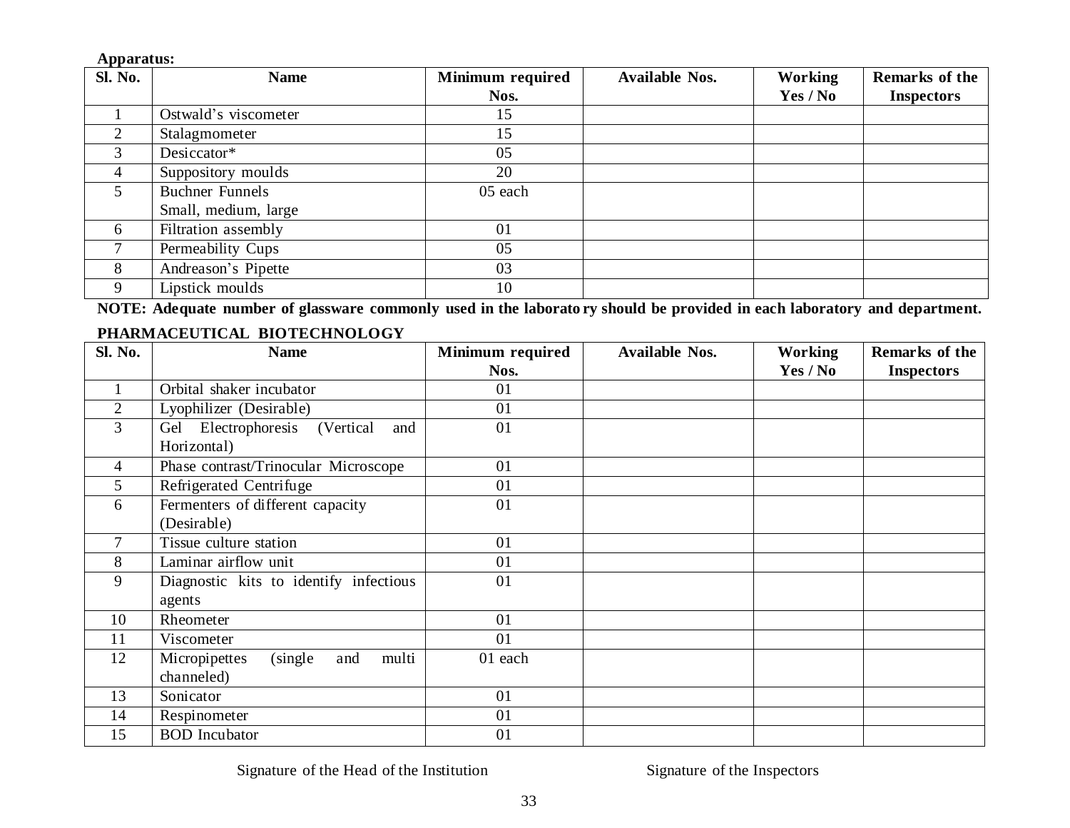**Apparatus:**

| Sl. No. | Name | Minimum required Nos. | Available Nos. | Working Yes / No | Remarks of the Inspectors |
|---|---|---|---|---|---|
| 1 | Ostwald's viscometer | 15 | | | |
| 2 | Stalagmometer | 15 | | | |
| 3 | Desiccator* | 05 | | | |
| 4 | Suppository moulds | 20 | | | |
| 5 | Buchner Funnels Small, medium, large | 05 each | | | |
| 6 | Filtration assembly | 01 | | | |
| 7 | Permeability Cups | 05 | | | |
| 8 | Andreason's Pipette | 03 | | | |
| 9 | Lipstick moulds | 10 | | | |

**NOTE: Adequate number of glassware commonly used in the laboratory should be provided in each laboratory and department.**

**PHARMACEUTICAL BIOTECHNOLOGY**

| Sl. No. | Name | Minimum required Nos. | Available Nos. | Working Yes / No | Remarks of the Inspectors |
|---|---|---|---|---|---|
| 1 | Orbital shaker incubator | 01 | | | |
| 2 | Lyophilizer (Desirable) | 01 | | | |
| 3 | Gel Electrophoresis (Vertical and Horizontal) | 01 | | | |
| 4 | Phase contrast/Trinocular Microscope | 01 | | | |
| 5 | Refrigerated Centrifuge | 01 | | | |
| 6 | Fermenters of different capacity (Desirable) | 01 | | | |
| 7 | Tissue culture station | 01 | | | |
| 8 | Laminar airflow unit | 01 | | | |
| 9 | Diagnostic kits to identify infectious agents | 01 | | | |
| 10 | Rheometer | 01 | | | |
| 11 | Viscometer | 01 | | | |
| 12 | Micropipettes (single and multi channeled) | 01 each | | | |
| 13 | Sonicator | 01 | | | |
| 14 | Respinometer | 01 | | | |
| 15 | BOD Incubator | 01 | | | |

Signature of the Head of the Institution                    Signature of the Inspectors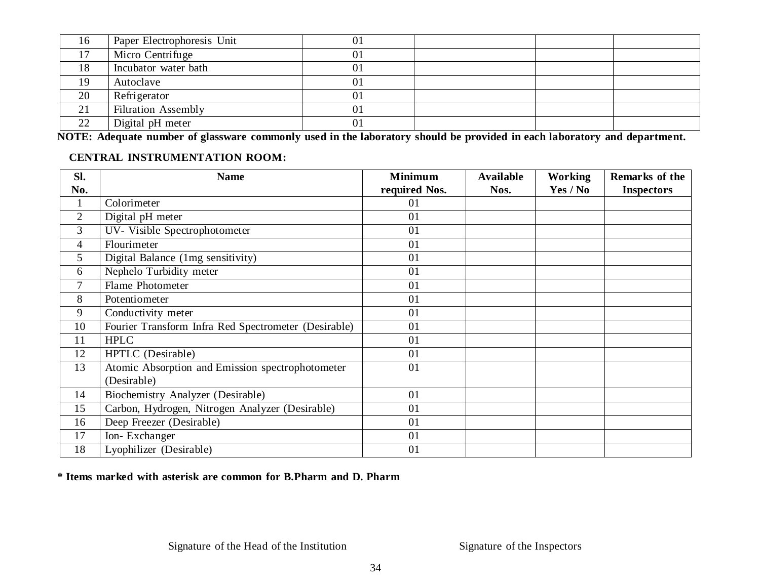| 16 | Paper Electrophoresis Unit | 01 | | | |
|---|---|---|---|---|---|
| 17 | Micro Centrifuge | 01 | | | |
| 18 | Incubator water bath | 01 | | | |
| 19 | Autoclave | 01 | | | |
| 20 | Refrigerator | 01 | | | |
| 21 | Filtration Assembly | 01 | | | |
| 22 | Digital pH meter | 01 | | | |

**NOTE: Adequate number of glassware commonly used in the laboratory should be provided in each laboratory and department.**

**CENTRAL INSTRUMENTATION ROOM:**

| Sl. No. | Name | Minimum required Nos. | Available Nos. | Working Yes / No | Remarks of the Inspectors |
|---|---|---|---|---|---|
| 1 | Colorimeter | 01 | | | |
| 2 | Digital pH meter | 01 | | | |
| 3 | UV- Visible Spectrophotometer | 01 | | | |
| 4 | Flourimeter | 01 | | | |
| 5 | Digital Balance (1mg sensitivity) | 01 | | | |
| 6 | Nephelo Turbidity meter | 01 | | | |
| 7 | Flame Photometer | 01 | | | |
| 8 | Potentiometer | 01 | | | |
| 9 | Conductivity meter | 01 | | | |
| 10 | Fourier Transform Infra Red Spectrometer (Desirable) | 01 | | | |
| 11 | HPLC | 01 | | | |
| 12 | HPTLC (Desirable) | 01 | | | |
| 13 | Atomic Absorption and Emission spectrophotometer (Desirable) | 01 | | | |
| 14 | Biochemistry Analyzer (Desirable) | 01 | | | |
| 15 | Carbon, Hydrogen, Nitrogen Analyzer (Desirable) | 01 | | | |
| 16 | Deep Freezer (Desirable) | 01 | | | |
| 17 | Ion- Exchanger | 01 | | | |
| 18 | Lyophilizer (Desirable) | 01 | | | |

**\* Items marked with asterisk are common for B.Pharm and D. Pharm**

Signature of the Head of the Institution　　　　　　Signature of the Inspectors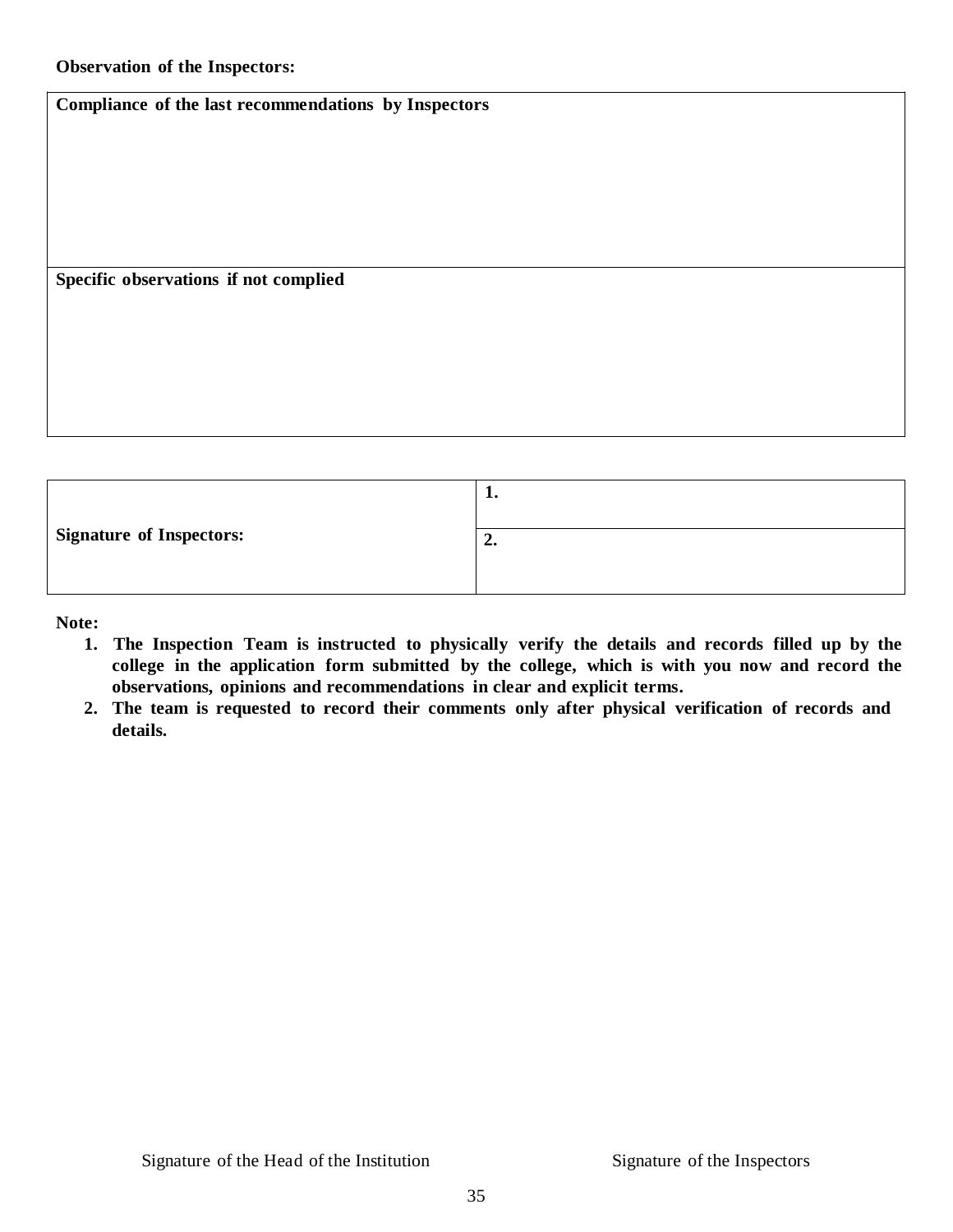**Observation of the Inspectors:**

| **Compliance of the last recommendations by Inspectors** |
| --- |
| |
| **Specific observations if not complied** |
| |

| | |
| --- | --- |
| **Signature of Inspectors:** | **1.** |
| | **2.** |

**Note:**

1. **The Inspection Team is instructed to physically verify the details and records filled up by the college in the application form submitted by the college, which is with you now and record the observations, opinions and recommendations in clear and explicit terms.**
2. **The team is requested to record their comments only after physical verification of records and details.**

Signature of the Head of the Institution                    Signature of the Inspectors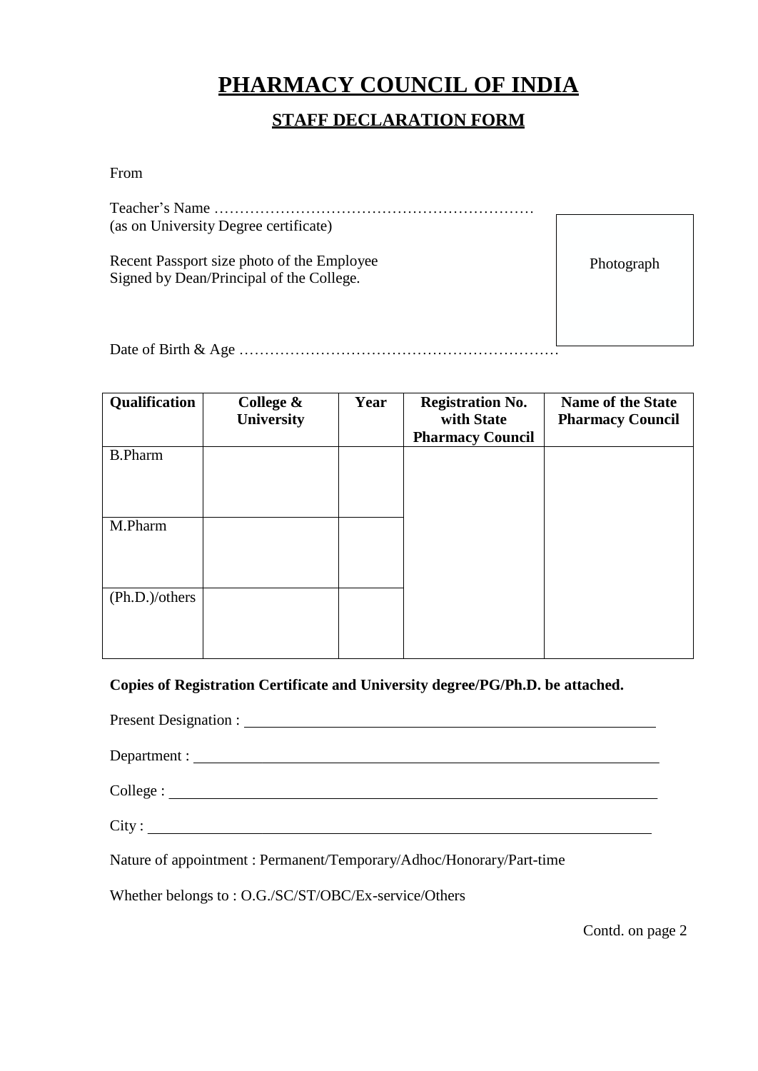# PHARMACY COUNCIL OF INDIA

## STAFF DECLARATION FORM

From

Teacher's Name ………………………………………………………
(as on University Degree certificate)

Recent Passport size photo of the Employee
Signed by Dean/Principal of the College.

Photograph

Date of Birth & Age ………………………………………………………

| Qualification | College & University | Year | Registration No. with State Pharmacy Council | Name of the State Pharmacy Council |
|---|---|---|---|---|
| B.Pharm | | | | |
| M.Pharm | | | | |
| (Ph.D.)/others | | | | |

**Copies of Registration Certificate and University degree/PG/Ph.D. be attached.**

Present Designation : ______________________________________________

Department : ______________________________________________

College : ______________________________________________

City : ______________________________________________

Nature of appointment : Permanent/Temporary/Adhoc/Honorary/Part-time

Whether belongs to : O.G./SC/ST/OBC/Ex-service/Others

Contd. on page 2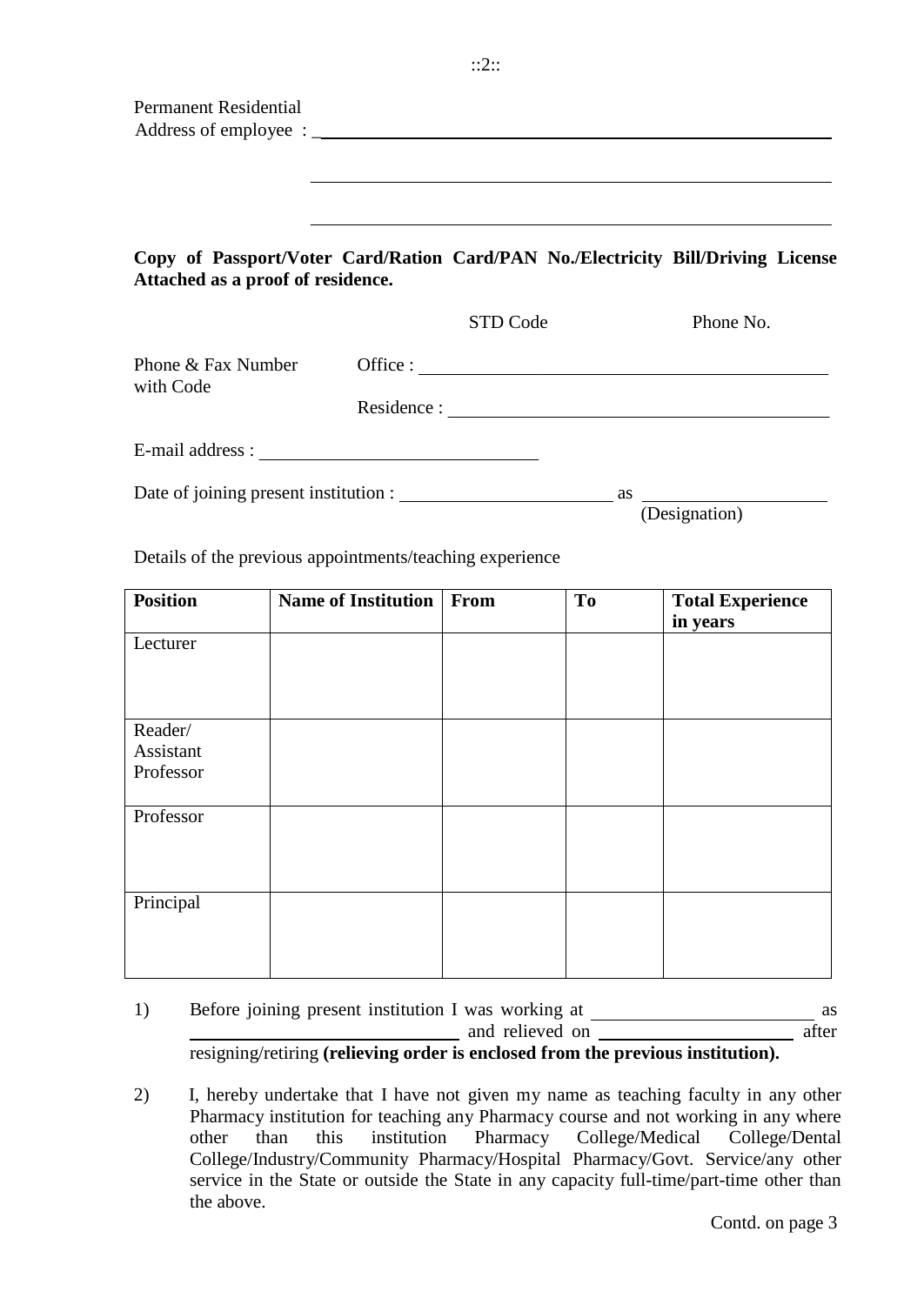Permanent Residential
Address of employee : ______________________________________________

______________________________________________

______________________________________________

**Copy of Passport/Voter Card/Ration Card/PAN No./Electricity Bill/Driving License Attached as a proof of residence.**

| | STD Code | Phone No. |
|---|---|---|
| Phone & Fax Number with Code | Office : ________________ | |
| | Residence : ________________ | |

E-mail address : ______________________

Date of joining present institution : ____________________ as ____________________ (Designation)

Details of the previous appointments/teaching experience

| Position | Name of Institution | From | To | Total Experience in years |
|---|---|---|---|---|
| Lecturer | | | | |
| Reader/ Assistant Professor | | | | |
| Professor | | | | |
| Principal | | | | |

1) Before joining present institution I was working at ____________________ as ____________________ and relieved on ____________________ after resigning/retiring **(relieving order is enclosed from the previous institution).**

2) I, hereby undertake that I have not given my name as teaching faculty in any other Pharmacy institution for teaching any Pharmacy course and not working in any where other than this institution Pharmacy College/Medical College/Dental College/Industry/Community Pharmacy/Hospital Pharmacy/Govt. Service/any other service in the State or outside the State in any capacity full-time/part-time other than the above.

Contd. on page 3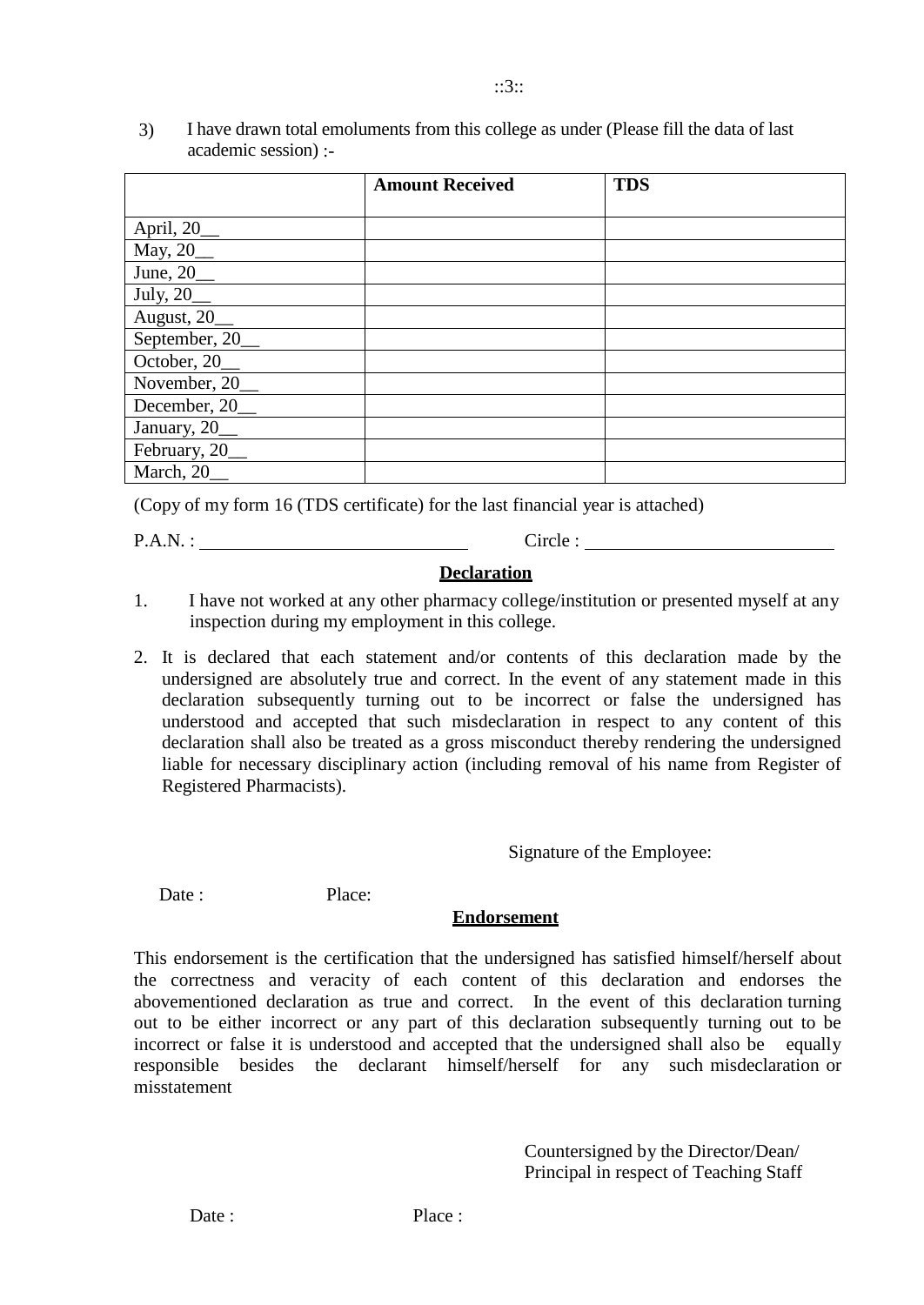3) I have drawn total emoluments from this college as under (Please fill the data of last academic session) :-

| | Amount Received | TDS |
|---|---|---|
| April, 20__ | | |
| May, 20__ | | |
| June, 20__ | | |
| July, 20__ | | |
| August, 20__ | | |
| September, 20__ | | |
| October, 20__ | | |
| November, 20__ | | |
| December, 20__ | | |
| January, 20__ | | |
| February, 20__ | | |
| March, 20__ | | |

(Copy of my form 16 (TDS certificate) for the last financial year is attached)

P.A.N. : ______________________________ Circle : ______________________________

**Declaration**

1. I have not worked at any other pharmacy college/institution or presented myself at any inspection during my employment in this college.

2. It is declared that each statement and/or contents of this declaration made by the undersigned are absolutely true and correct. In the event of any statement made in this declaration subsequently turning out to be incorrect or false the undersigned has understood and accepted that such misdeclaration in respect to any content of this declaration shall also be treated as a gross misconduct thereby rendering the undersigned liable for necessary disciplinary action (including removal of his name from Register of Registered Pharmacists).

Signature of the Employee:

Date : Place:

**Endorsement**

This endorsement is the certification that the undersigned has satisfied himself/herself about the correctness and veracity of each content of this declaration and endorses the abovementioned declaration as true and correct. In the event of this declaration turning out to be either incorrect or any part of this declaration subsequently turning out to be incorrect or false it is understood and accepted that the undersigned shall also be equally responsible besides the declarant himself/herself for any such misdeclaration or misstatement

Countersigned by the Director/Dean/
Principal in respect of Teaching Staff

Date : Place :